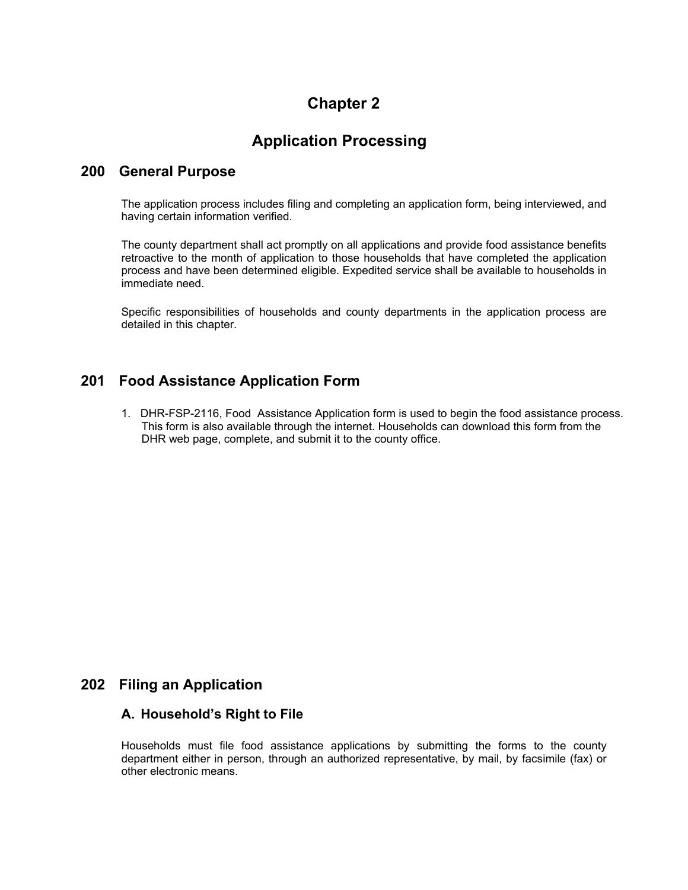# Chapter 2

# Application Processing

## 200 General Purpose

The application process includes filing and completing an application form, being interviewed, and having certain information verified.

The county department shall act promptly on all applications and provide food assistance benefits retroactive to the month of application to those households that have completed the application process and have been determined eligible. Expedited service shall be available to households in immediate need.

Specific responsibilities of households and county departments in the application process are detailed in this chapter.

## 201 Food Assistance Application Form

1. DHR-FSP-2116, Food Assistance Application form is used to begin the food assistance process. This form is also available through the internet. Households can download this form from the DHR web page, complete, and submit it to the county office.

## 202 Filing an Application

### A. Household's Right to File

Households must file food assistance applications by submitting the forms to the county department either in person, through an authorized representative, by mail, by facsimile (fax) or other electronic means.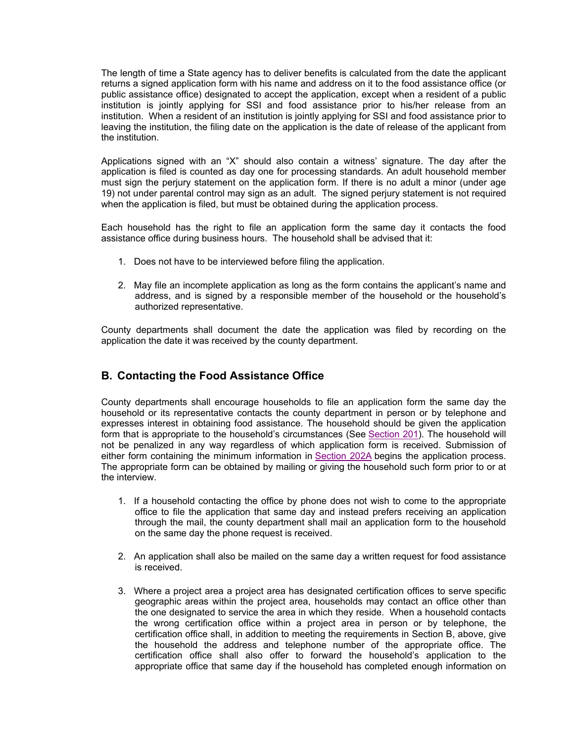The length of time a State agency has to deliver benefits is calculated from the date the applicant returns a signed application form with his name and address on it to the food assistance office (or public assistance office) designated to accept the application, except when a resident of a public institution is jointly applying for SSI and food assistance prior to his/her release from an institution. When a resident of an institution is jointly applying for SSI and food assistance prior to leaving the institution, the filing date on the application is the date of release of the applicant from the institution.

Applications signed with an "X" should also contain a witness' signature. The day after the application is filed is counted as day one for processing standards. An adult household member must sign the perjury statement on the application form. If there is no adult a minor (under age 19) not under parental control may sign as an adult. The signed perjury statement is not required when the application is filed, but must be obtained during the application process.

Each household has the right to file an application form the same day it contacts the food assistance office during business hours. The household shall be advised that it:

1. Does not have to be interviewed before filing the application.

2. May file an incomplete application as long as the form contains the applicant's name and address, and is signed by a responsible member of the household or the household's authorized representative.

County departments shall document the date the application was filed by recording on the application the date it was received by the county department.

## B. Contacting the Food Assistance Office

County departments shall encourage households to file an application form the same day the household or its representative contacts the county department in person or by telephone and expresses interest in obtaining food assistance. The household should be given the application form that is appropriate to the household's circumstances (See Section 201). The household will not be penalized in any way regardless of which application form is received. Submission of either form containing the minimum information in Section 202A begins the application process. The appropriate form can be obtained by mailing or giving the household such form prior to or at the interview.

1. If a household contacting the office by phone does not wish to come to the appropriate office to file the application that same day and instead prefers receiving an application through the mail, the county department shall mail an application form to the household on the same day the phone request is received.

2. An application shall also be mailed on the same day a written request for food assistance is received.

3. Where a project area a project area has designated certification offices to serve specific geographic areas within the project area, households may contact an office other than the one designated to service the area in which they reside. When a household contacts the wrong certification office within a project area in person or by telephone, the certification office shall, in addition to meeting the requirements in Section B, above, give the household the address and telephone number of the appropriate office. The certification office shall also offer to forward the household's application to the appropriate office that same day if the household has completed enough information on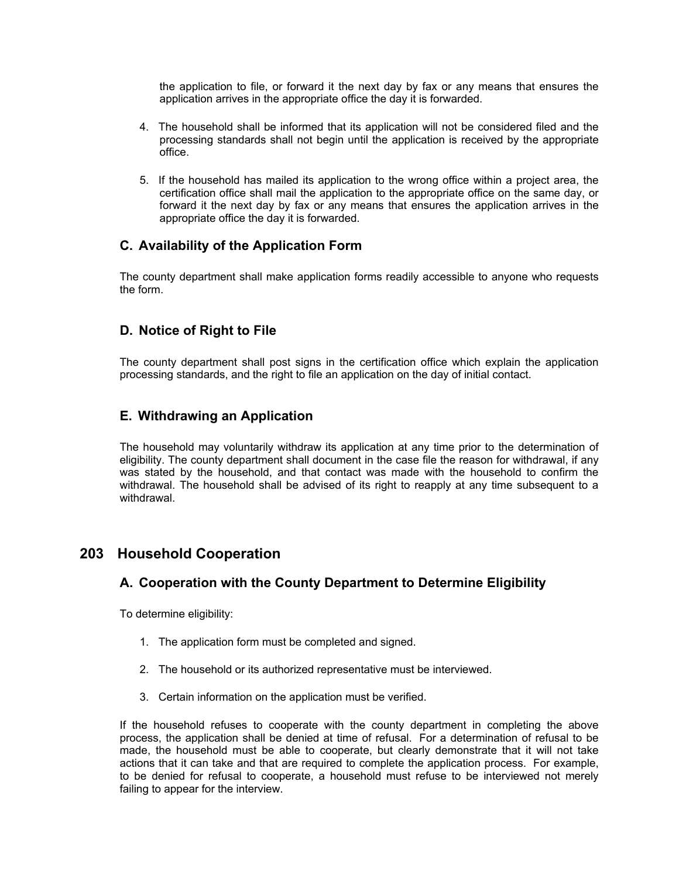the application to file, or forward it the next day by fax or any means that ensures the application arrives in the appropriate office the day it is forwarded.

4. The household shall be informed that its application will not be considered filed and the processing standards shall not begin until the application is received by the appropriate office.

5. If the household has mailed its application to the wrong office within a project area, the certification office shall mail the application to the appropriate office on the same day, or forward it the next day by fax or any means that ensures the application arrives in the appropriate office the day it is forwarded.

### C. Availability of the Application Form

The county department shall make application forms readily accessible to anyone who requests the form.

### D. Notice of Right to File

The county department shall post signs in the certification office which explain the application processing standards, and the right to file an application on the day of initial contact.

### E. Withdrawing an Application

The household may voluntarily withdraw its application at any time prior to the determination of eligibility. The county department shall document in the case file the reason for withdrawal, if any was stated by the household, and that contact was made with the household to confirm the withdrawal. The household shall be advised of its right to reapply at any time subsequent to a withdrawal.

## 203 Household Cooperation

### A. Cooperation with the County Department to Determine Eligibility

To determine eligibility:

1. The application form must be completed and signed.

2. The household or its authorized representative must be interviewed.

3. Certain information on the application must be verified.

If the household refuses to cooperate with the county department in completing the above process, the application shall be denied at time of refusal. For a determination of refusal to be made, the household must be able to cooperate, but clearly demonstrate that it will not take actions that it can take and that are required to complete the application process. For example, to be denied for refusal to cooperate, a household must refuse to be interviewed not merely failing to appear for the interview.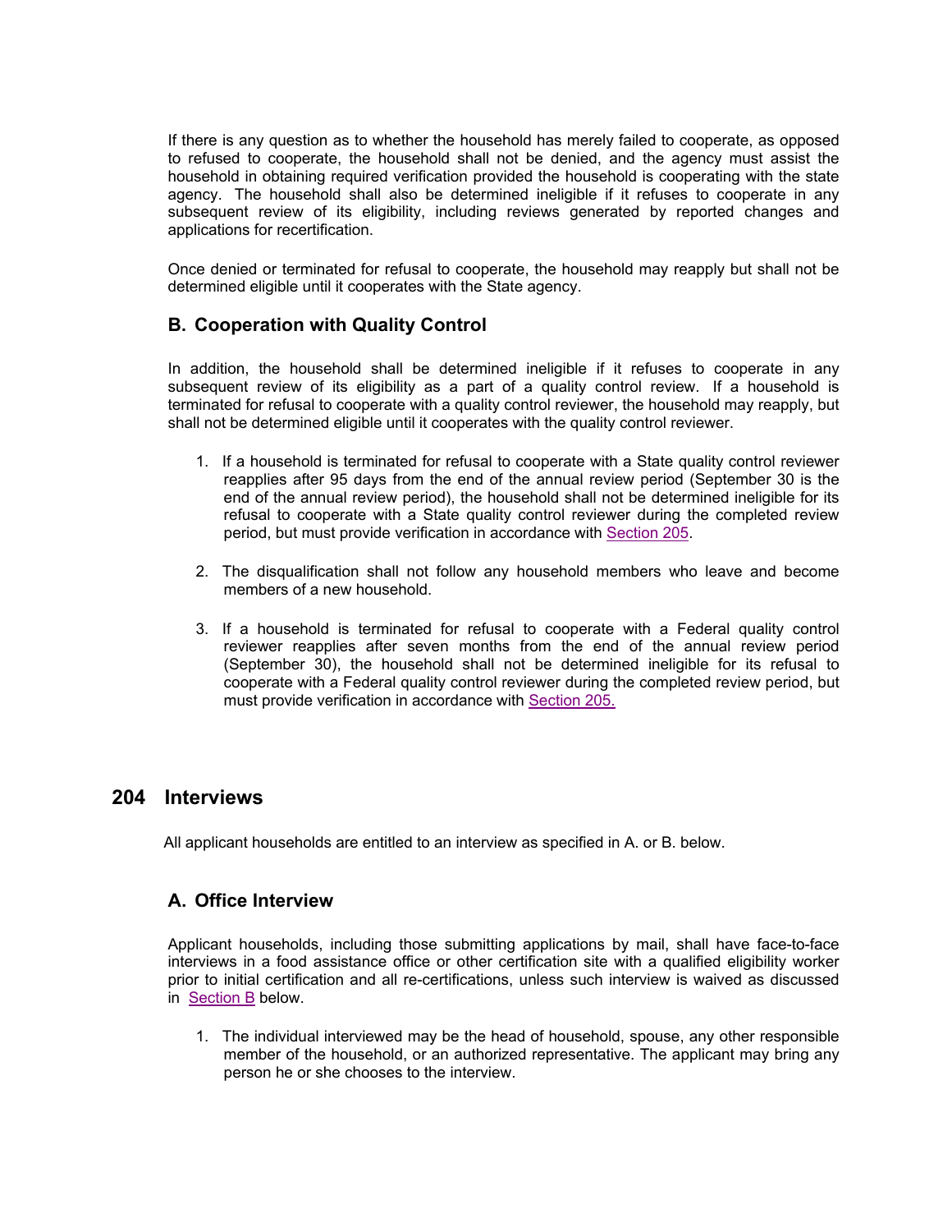If there is any question as to whether the household has merely failed to cooperate, as opposed to refused to cooperate, the household shall not be denied, and the agency must assist the household in obtaining required verification provided the household is cooperating with the state agency. The household shall also be determined ineligible if it refuses to cooperate in any subsequent review of its eligibility, including reviews generated by reported changes and applications for recertification.

Once denied or terminated for refusal to cooperate, the household may reapply but shall not be determined eligible until it cooperates with the State agency.

### B. Cooperation with Quality Control

In addition, the household shall be determined ineligible if it refuses to cooperate in any subsequent review of its eligibility as a part of a quality control review. If a household is terminated for refusal to cooperate with a quality control reviewer, the household may reapply, but shall not be determined eligible until it cooperates with the quality control reviewer.

1. If a household is terminated for refusal to cooperate with a State quality control reviewer reapplies after 95 days from the end of the annual review period (September 30 is the end of the annual review period), the household shall not be determined ineligible for its refusal to cooperate with a State quality control reviewer during the completed review period, but must provide verification in accordance with Section 205.

2. The disqualification shall not follow any household members who leave and become members of a new household.

3. If a household is terminated for refusal to cooperate with a Federal quality control reviewer reapplies after seven months from the end of the annual review period (September 30), the household shall not be determined ineligible for its refusal to cooperate with a Federal quality control reviewer during the completed review period, but must provide verification in accordance with Section 205.

## 204 Interviews

All applicant households are entitled to an interview as specified in A. or B. below.

### A. Office Interview

Applicant households, including those submitting applications by mail, shall have face-to-face interviews in a food assistance office or other certification site with a qualified eligibility worker prior to initial certification and all re-certifications, unless such interview is waived as discussed in Section B below.

1. The individual interviewed may be the head of household, spouse, any other responsible member of the household, or an authorized representative. The applicant may bring any person he or she chooses to the interview.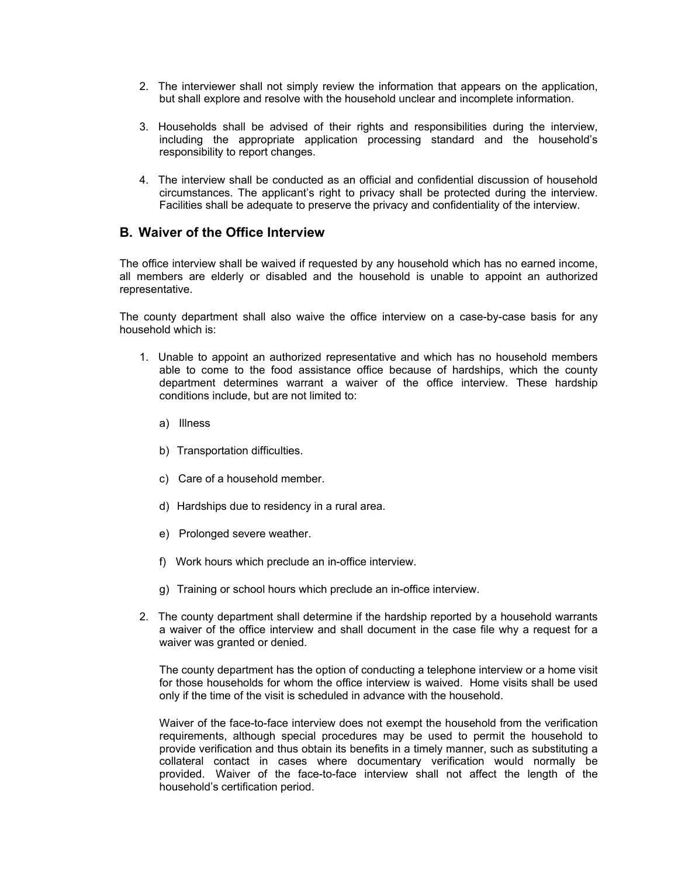2. The interviewer shall not simply review the information that appears on the application, but shall explore and resolve with the household unclear and incomplete information.

3. Households shall be advised of their rights and responsibilities during the interview, including the appropriate application processing standard and the household's responsibility to report changes.

4. The interview shall be conducted as an official and confidential discussion of household circumstances. The applicant's right to privacy shall be protected during the interview. Facilities shall be adequate to preserve the privacy and confidentiality of the interview.

## B. Waiver of the Office Interview

The office interview shall be waived if requested by any household which has no earned income, all members are elderly or disabled and the household is unable to appoint an authorized representative.

The county department shall also waive the office interview on a case-by-case basis for any household which is:

1. Unable to appoint an authorized representative and which has no household members able to come to the food assistance office because of hardships, which the county department determines warrant a waiver of the office interview. These hardship conditions include, but are not limited to:

   a) Illness

   b) Transportation difficulties.

   c) Care of a household member.

   d) Hardships due to residency in a rural area.

   e) Prolonged severe weather.

   f) Work hours which preclude an in-office interview.

   g) Training or school hours which preclude an in-office interview.

2. The county department shall determine if the hardship reported by a household warrants a waiver of the office interview and shall document in the case file why a request for a waiver was granted or denied.

   The county department has the option of conducting a telephone interview or a home visit for those households for whom the office interview is waived. Home visits shall be used only if the time of the visit is scheduled in advance with the household.

   Waiver of the face-to-face interview does not exempt the household from the verification requirements, although special procedures may be used to permit the household to provide verification and thus obtain its benefits in a timely manner, such as substituting a collateral contact in cases where documentary verification would normally be provided. Waiver of the face-to-face interview shall not affect the length of the household's certification period.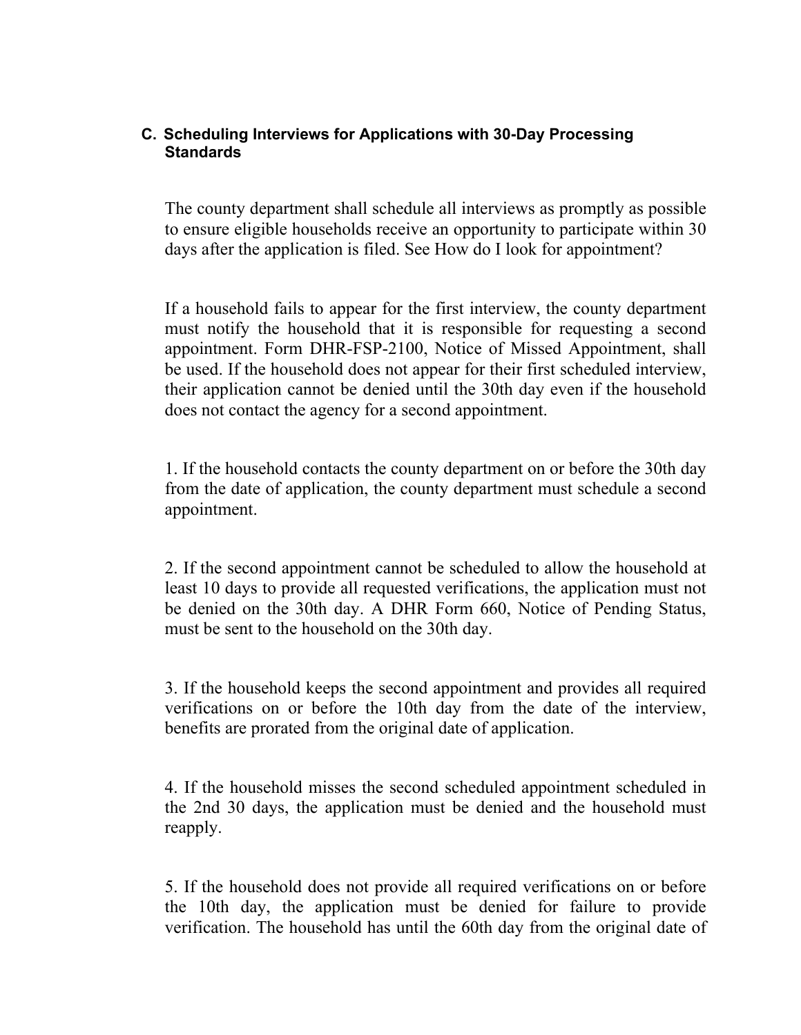### C. Scheduling Interviews for Applications with 30-Day Processing Standards

The county department shall schedule all interviews as promptly as possible to ensure eligible households receive an opportunity to participate within 30 days after the application is filed. See How do I look for appointment?

If a household fails to appear for the first interview, the county department must notify the household that it is responsible for requesting a second appointment. Form DHR-FSP-2100, Notice of Missed Appointment, shall be used. If the household does not appear for their first scheduled interview, their application cannot be denied until the 30th day even if the household does not contact the agency for a second appointment.

1. If the household contacts the county department on or before the 30th day from the date of application, the county department must schedule a second appointment.

2. If the second appointment cannot be scheduled to allow the household at least 10 days to provide all requested verifications, the application must not be denied on the 30th day. A DHR Form 660, Notice of Pending Status, must be sent to the household on the 30th day.

3. If the household keeps the second appointment and provides all required verifications on or before the 10th day from the date of the interview, benefits are prorated from the original date of application.

4. If the household misses the second scheduled appointment scheduled in the 2nd 30 days, the application must be denied and the household must reapply.

5. If the household does not provide all required verifications on or before the 10th day, the application must be denied for failure to provide verification. The household has until the 60th day from the original date of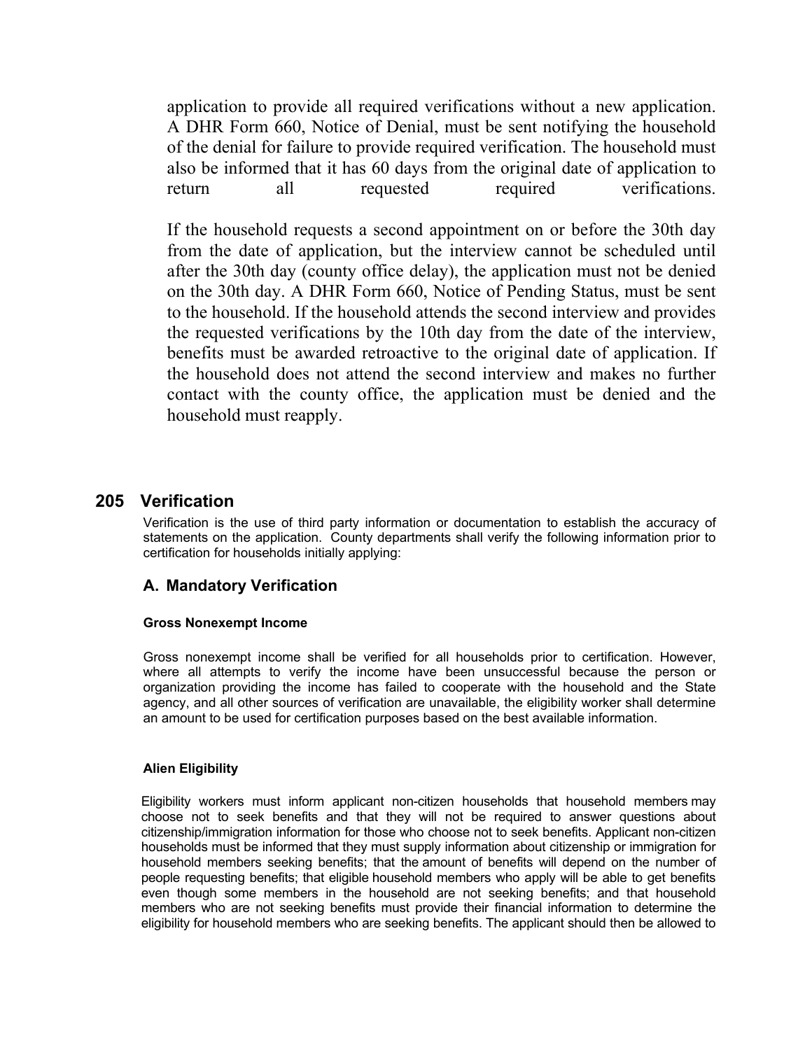application to provide all required verifications without a new application. A DHR Form 660, Notice of Denial, must be sent notifying the household of the denial for failure to provide required verification. The household must also be informed that it has 60 days from the original date of application to return all requested required verifications.

If the household requests a second appointment on or before the 30th day from the date of application, but the interview cannot be scheduled until after the 30th day (county office delay), the application must not be denied on the 30th day. A DHR Form 660, Notice of Pending Status, must be sent to the household. If the household attends the second interview and provides the requested verifications by the 10th day from the date of the interview, benefits must be awarded retroactive to the original date of application. If the household does not attend the second interview and makes no further contact with the county office, the application must be denied and the household must reapply.

## 205 Verification

Verification is the use of third party information or documentation to establish the accuracy of statements on the application. County departments shall verify the following information prior to certification for households initially applying:

### A. Mandatory Verification

**Gross Nonexempt Income**

Gross nonexempt income shall be verified for all households prior to certification. However, where all attempts to verify the income have been unsuccessful because the person or organization providing the income has failed to cooperate with the household and the State agency, and all other sources of verification are unavailable, the eligibility worker shall determine an amount to be used for certification purposes based on the best available information.

**Alien Eligibility**

Eligibility workers must inform applicant non-citizen households that household members may choose not to seek benefits and that they will not be required to answer questions about citizenship/immigration information for those who choose not to seek benefits. Applicant non-citizen households must be informed that they must supply information about citizenship or immigration for household members seeking benefits; that the amount of benefits will depend on the number of people requesting benefits; that eligible household members who apply will be able to get benefits even though some members in the household are not seeking benefits; and that household members who are not seeking benefits must provide their financial information to determine the eligibility for household members who are seeking benefits. The applicant should then be allowed to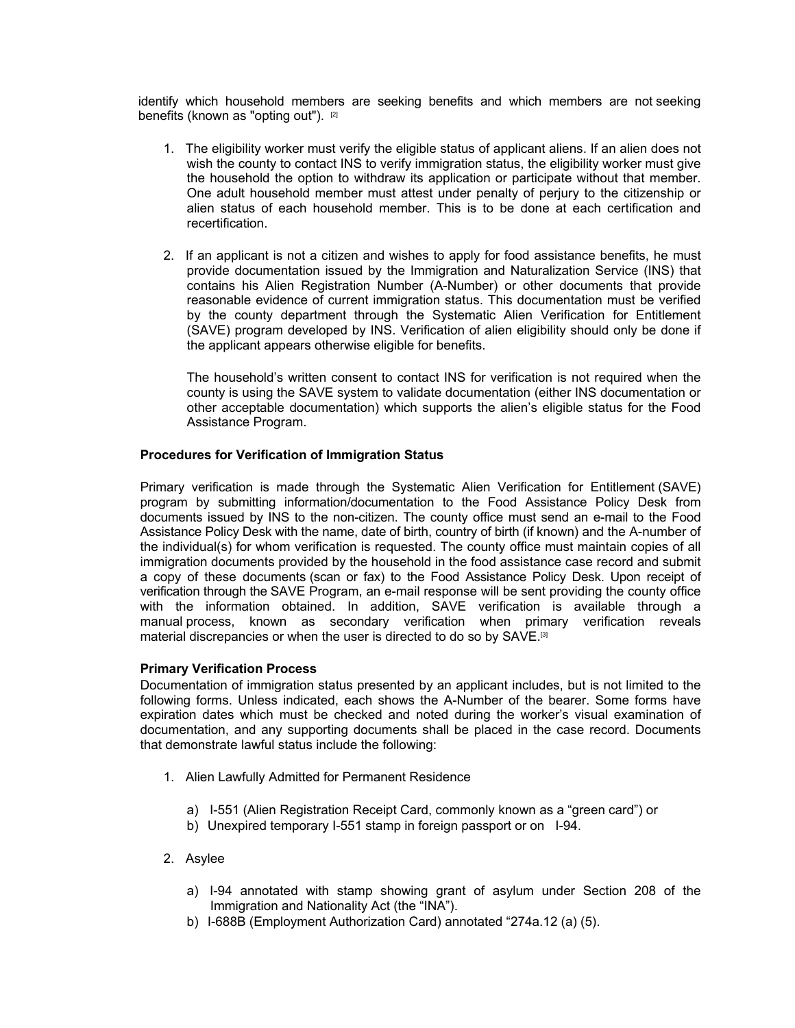identify which household members are seeking benefits and which members are not seeking benefits (known as "opting out"). [2]

1. The eligibility worker must verify the eligible status of applicant aliens. If an alien does not wish the county to contact INS to verify immigration status, the eligibility worker must give the household the option to withdraw its application or participate without that member. One adult household member must attest under penalty of perjury to the citizenship or alien status of each household member. This is to be done at each certification and recertification.

2. If an applicant is not a citizen and wishes to apply for food assistance benefits, he must provide documentation issued by the Immigration and Naturalization Service (INS) that contains his Alien Registration Number (A-Number) or other documents that provide reasonable evidence of current immigration status. This documentation must be verified by the county department through the Systematic Alien Verification for Entitlement (SAVE) program developed by INS. Verification of alien eligibility should only be done if the applicant appears otherwise eligible for benefits.

   The household's written consent to contact INS for verification is not required when the county is using the SAVE system to validate documentation (either INS documentation or other acceptable documentation) which supports the alien's eligible status for the Food Assistance Program.

**Procedures for Verification of Immigration Status**

Primary verification is made through the Systematic Alien Verification for Entitlement (SAVE) program by submitting information/documentation to the Food Assistance Policy Desk from documents issued by INS to the non-citizen. The county office must send an e-mail to the Food Assistance Policy Desk with the name, date of birth, country of birth (if known) and the A-number of the individual(s) for whom verification is requested. The county office must maintain copies of all immigration documents provided by the household in the food assistance case record and submit a copy of these documents (scan or fax) to the Food Assistance Policy Desk. Upon receipt of verification through the SAVE Program, an e-mail response will be sent providing the county office with the information obtained. In addition, SAVE verification is available through a manual process, known as secondary verification when primary verification reveals material discrepancies or when the user is directed to do so by SAVE.[3]

**Primary Verification Process**

Documentation of immigration status presented by an applicant includes, but is not limited to the following forms. Unless indicated, each shows the A-Number of the bearer. Some forms have expiration dates which must be checked and noted during the worker's visual examination of documentation, and any supporting documents shall be placed in the case record. Documents that demonstrate lawful status include the following:

1. Alien Lawfully Admitted for Permanent Residence

   a) I-551 (Alien Registration Receipt Card, commonly known as a "green card") or
   b) Unexpired temporary I-551 stamp in foreign passport or on I-94.

2. Asylee

   a) I-94 annotated with stamp showing grant of asylum under Section 208 of the Immigration and Nationality Act (the "INA").
   b) I-688B (Employment Authorization Card) annotated "274a.12 (a) (5).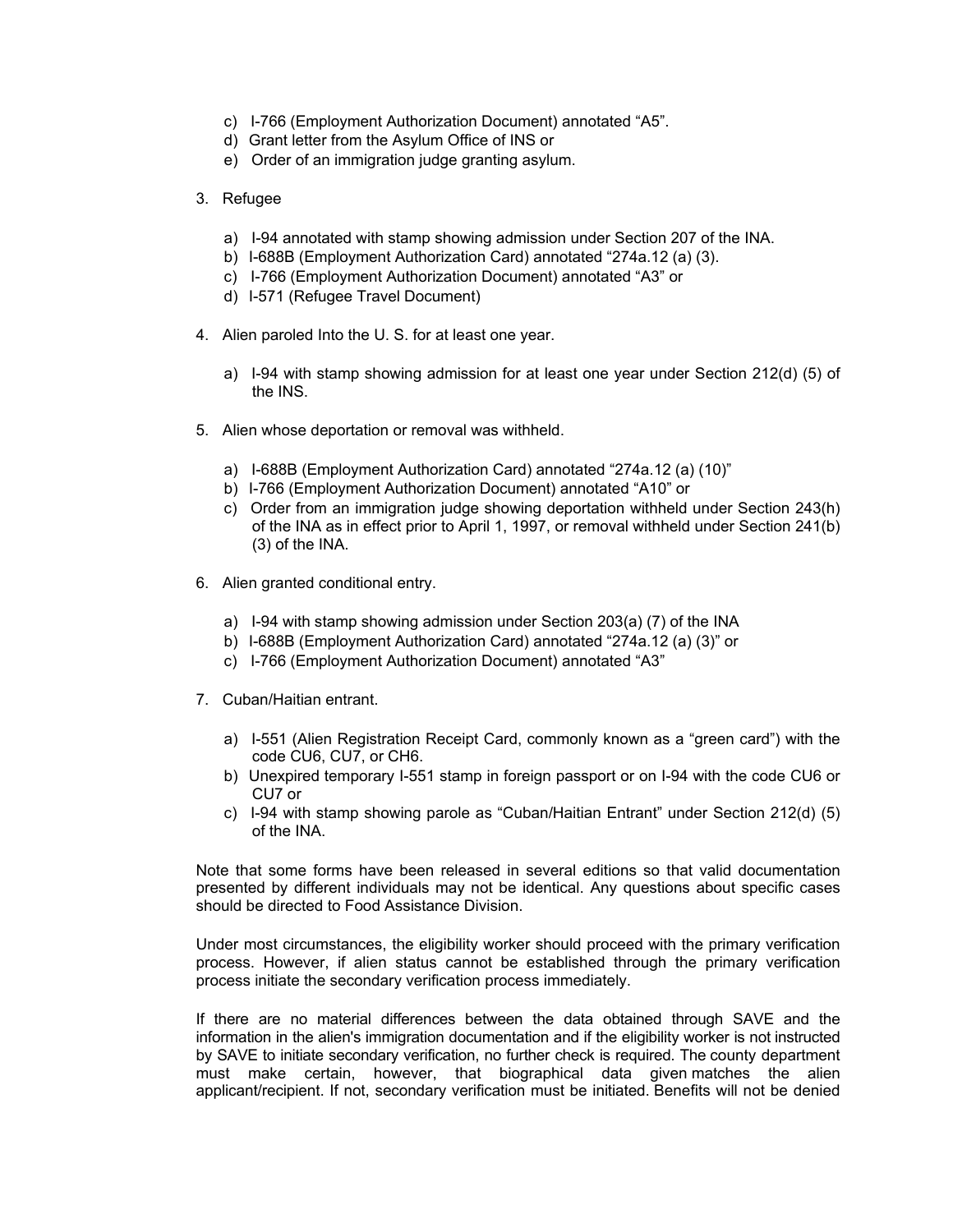c) I-766 (Employment Authorization Document) annotated “A5”.
d) Grant letter from the Asylum Office of INS or
e) Order of an immigration judge granting asylum.

3. Refugee

   a) I-94 annotated with stamp showing admission under Section 207 of the INA.
   b) I-688B (Employment Authorization Card) annotated “274a.12 (a) (3).
   c) I-766 (Employment Authorization Document) annotated “A3” or
   d) I-571 (Refugee Travel Document)

4. Alien paroled Into the U. S. for at least one year.

   a) I-94 with stamp showing admission for at least one year under Section 212(d) (5) of the INS.

5. Alien whose deportation or removal was withheld.

   a) I-688B (Employment Authorization Card) annotated “274a.12 (a) (10)”
   b) I-766 (Employment Authorization Document) annotated “A10” or
   c) Order from an immigration judge showing deportation withheld under Section 243(h) of the INA as in effect prior to April 1, 1997, or removal withheld under Section 241(b) (3) of the INA.

6. Alien granted conditional entry.

   a) I-94 with stamp showing admission under Section 203(a) (7) of the INA
   b) I-688B (Employment Authorization Card) annotated “274a.12 (a) (3)” or
   c) I-766 (Employment Authorization Document) annotated “A3”

7. Cuban/Haitian entrant.

   a) I-551 (Alien Registration Receipt Card, commonly known as a “green card”) with the code CU6, CU7, or CH6.
   b) Unexpired temporary I-551 stamp in foreign passport or on I-94 with the code CU6 or CU7 or
   c) I-94 with stamp showing parole as “Cuban/Haitian Entrant” under Section 212(d) (5) of the INA.

Note that some forms have been released in several editions so that valid documentation presented by different individuals may not be identical. Any questions about specific cases should be directed to Food Assistance Division.

Under most circumstances, the eligibility worker should proceed with the primary verification process. However, if alien status cannot be established through the primary verification process initiate the secondary verification process immediately.

If there are no material differences between the data obtained through SAVE and the information in the alien's immigration documentation and if the eligibility worker is not instructed by SAVE to initiate secondary verification, no further check is required. The county department must make certain, however, that biographical data given matches the alien applicant/recipient. If not, secondary verification must be initiated. Benefits will not be denied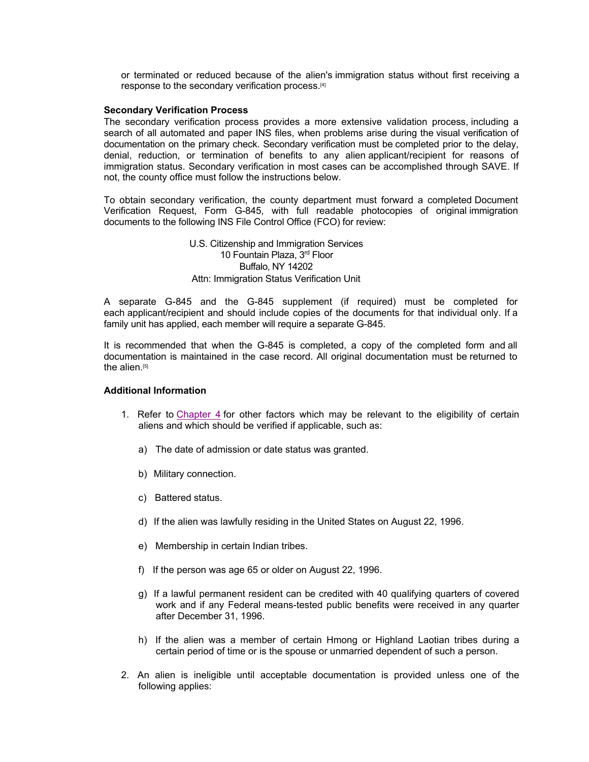or terminated or reduced because of the alien's immigration status without first receiving a response to the secondary verification process.[4]

**Secondary Verification Process**

The secondary verification process provides a more extensive validation process, including a search of all automated and paper INS files, when problems arise during the visual verification of documentation on the primary check. Secondary verification must be completed prior to the delay, denial, reduction, or termination of benefits to any alien applicant/recipient for reasons of immigration status. Secondary verification in most cases can be accomplished through SAVE. If not, the county office must follow the instructions below.

To obtain secondary verification, the county department must forward a completed Document Verification Request, Form G-845, with full readable photocopies of original immigration documents to the following INS File Control Office (FCO) for review:

U.S. Citizenship and Immigration Services
10 Fountain Plaza, 3rd Floor
Buffalo, NY 14202
Attn: Immigration Status Verification Unit

A separate G-845 and the G-845 supplement (if required) must be completed for each applicant/recipient and should include copies of the documents for that individual only. If a family unit has applied, each member will require a separate G-845.

It is recommended that when the G-845 is completed, a copy of the completed form and all documentation is maintained in the case record. All original documentation must be returned to the alien.[5]

**Additional Information**

1. Refer to Chapter 4 for other factors which may be relevant to the eligibility of certain aliens and which should be verified if applicable, such as:

   a) The date of admission or date status was granted.

   b) Military connection.

   c) Battered status.

   d) If the alien was lawfully residing in the United States on August 22, 1996.

   e) Membership in certain Indian tribes.

   f) If the person was age 65 or older on August 22, 1996.

   g) If a lawful permanent resident can be credited with 40 qualifying quarters of covered work and if any Federal means-tested public benefits were received in any quarter after December 31, 1996.

   h) If the alien was a member of certain Hmong or Highland Laotian tribes during a certain period of time or is the spouse or unmarried dependent of such a person.

2. An alien is ineligible until acceptable documentation is provided unless one of the following applies: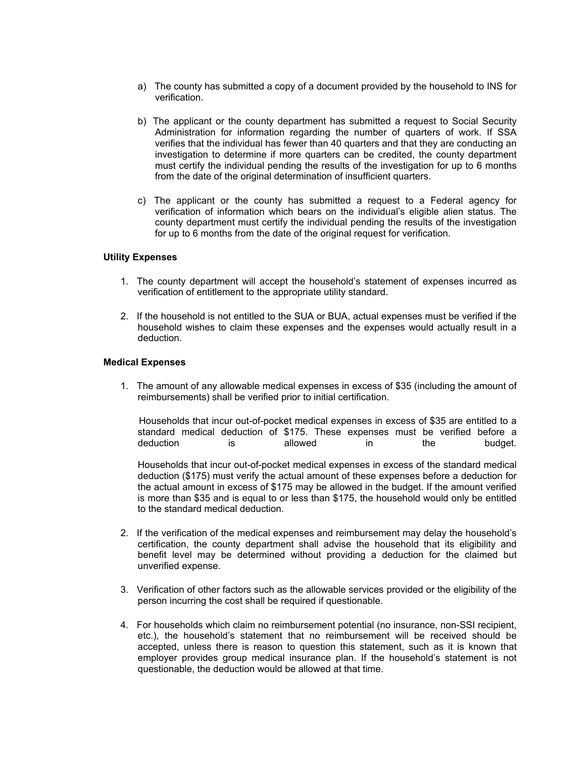a) The county has submitted a copy of a document provided by the household to INS for verification.

b) The applicant or the county department has submitted a request to Social Security Administration for information regarding the number of quarters of work. If SSA verifies that the individual has fewer than 40 quarters and that they are conducting an investigation to determine if more quarters can be credited, the county department must certify the individual pending the results of the investigation for up to 6 months from the date of the original determination of insufficient quarters.

c) The applicant or the county has submitted a request to a Federal agency for verification of information which bears on the individual's eligible alien status. The county department must certify the individual pending the results of the investigation for up to 6 months from the date of the original request for verification.

**Utility Expenses**

1. The county department will accept the household's statement of expenses incurred as verification of entitlement to the appropriate utility standard.

2. If the household is not entitled to the SUA or BUA, actual expenses must be verified if the household wishes to claim these expenses and the expenses would actually result in a deduction.

**Medical Expenses**

1. The amount of any allowable medical expenses in excess of $35 (including the amount of reimbursements) shall be verified prior to initial certification.

   Households that incur out-of-pocket medical expenses in excess of $35 are entitled to a standard medical deduction of $175. These expenses must be verified before a deduction is allowed in the budget.

   Households that incur out-of-pocket medical expenses in excess of the standard medical deduction ($175) must verify the actual amount of these expenses before a deduction for the actual amount in excess of $175 may be allowed in the budget. If the amount verified is more than $35 and is equal to or less than $175, the household would only be entitled to the standard medical deduction.

2. If the verification of the medical expenses and reimbursement may delay the household's certification, the county department shall advise the household that its eligibility and benefit level may be determined without providing a deduction for the claimed but unverified expense.

3. Verification of other factors such as the allowable services provided or the eligibility of the person incurring the cost shall be required if questionable.

4. For households which claim no reimbursement potential (no insurance, non-SSI recipient, etc.), the household's statement that no reimbursement will be received should be accepted, unless there is reason to question this statement, such as it is known that employer provides group medical insurance plan. If the household's statement is not questionable, the deduction would be allowed at that time.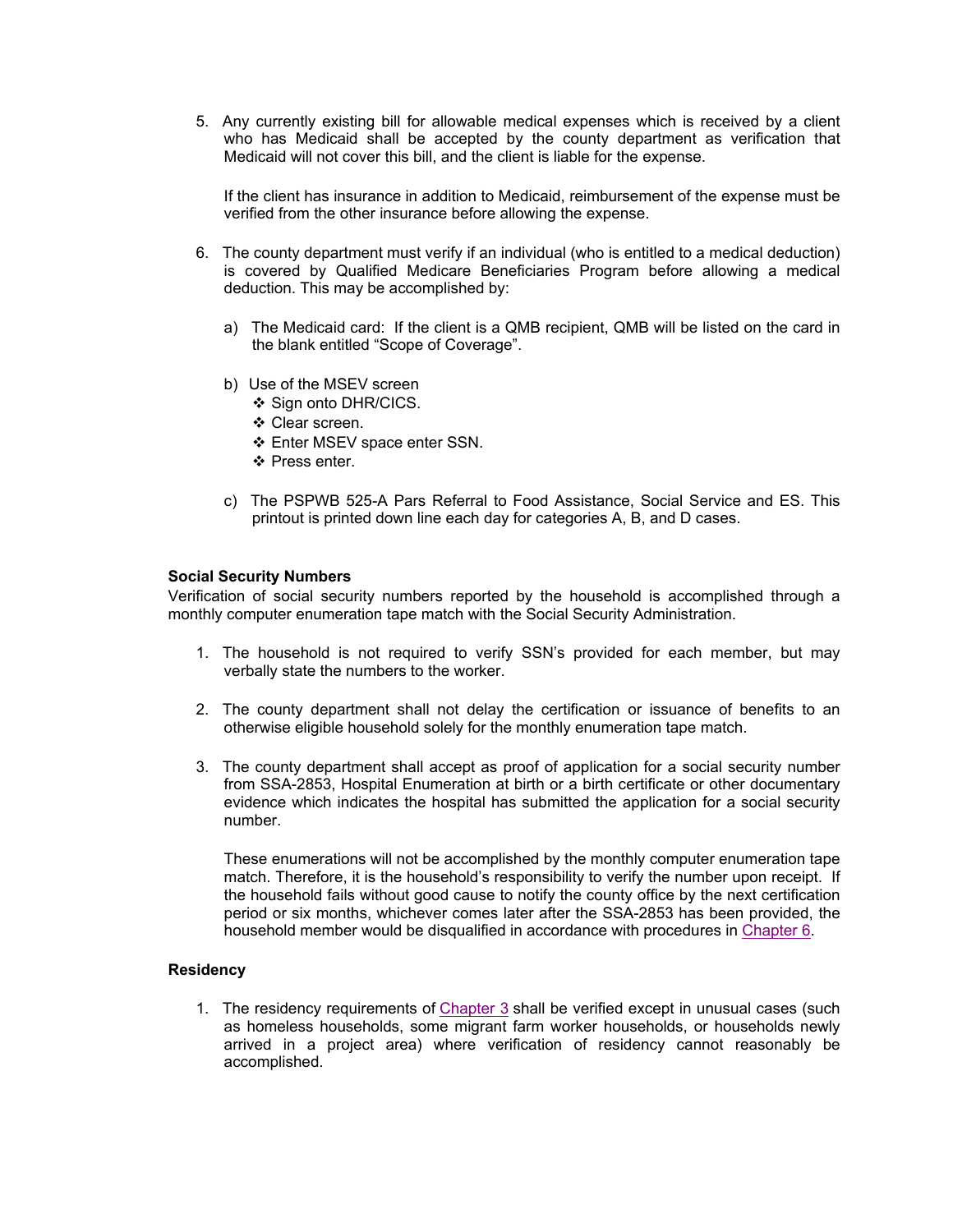5. Any currently existing bill for allowable medical expenses which is received by a client who has Medicaid shall be accepted by the county department as verification that Medicaid will not cover this bill, and the client is liable for the expense.

   If the client has insurance in addition to Medicaid, reimbursement of the expense must be verified from the other insurance before allowing the expense.

6. The county department must verify if an individual (who is entitled to a medical deduction) is covered by Qualified Medicare Beneficiaries Program before allowing a medical deduction. This may be accomplished by:

   a) The Medicaid card: If the client is a QMB recipient, QMB will be listed on the card in the blank entitled "Scope of Coverage".

   b) Use of the MSEV screen
      - Sign onto DHR/CICS.
      - Clear screen.
      - Enter MSEV space enter SSN.
      - Press enter.

   c) The PSPWB 525-A Pars Referral to Food Assistance, Social Service and ES. This printout is printed down line each day for categories A, B, and D cases.

**Social Security Numbers**

Verification of social security numbers reported by the household is accomplished through a monthly computer enumeration tape match with the Social Security Administration.

1. The household is not required to verify SSN's provided for each member, but may verbally state the numbers to the worker.

2. The county department shall not delay the certification or issuance of benefits to an otherwise eligible household solely for the monthly enumeration tape match.

3. The county department shall accept as proof of application for a social security number from SSA-2853, Hospital Enumeration at birth or a birth certificate or other documentary evidence which indicates the hospital has submitted the application for a social security number.

   These enumerations will not be accomplished by the monthly computer enumeration tape match. Therefore, it is the household's responsibility to verify the number upon receipt. If the household fails without good cause to notify the county office by the next certification period or six months, whichever comes later after the SSA-2853 has been provided, the household member would be disqualified in accordance with procedures in Chapter 6.

**Residency**

1. The residency requirements of Chapter 3 shall be verified except in unusual cases (such as homeless households, some migrant farm worker households, or households newly arrived in a project area) where verification of residency cannot reasonably be accomplished.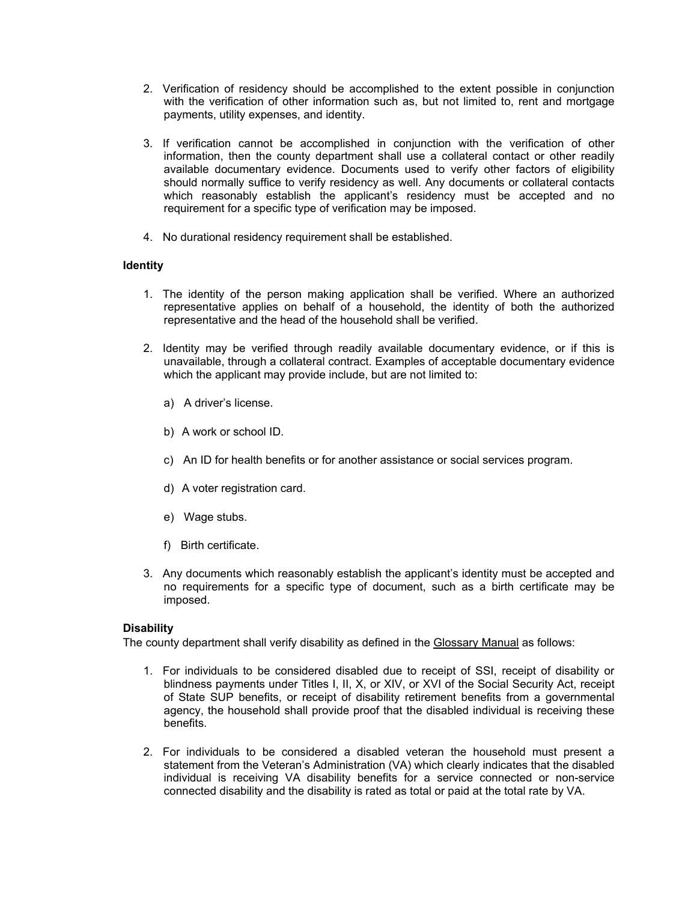2. Verification of residency should be accomplished to the extent possible in conjunction with the verification of other information such as, but not limited to, rent and mortgage payments, utility expenses, and identity.

3. If verification cannot be accomplished in conjunction with the verification of other information, then the county department shall use a collateral contact or other readily available documentary evidence. Documents used to verify other factors of eligibility should normally suffice to verify residency as well. Any documents or collateral contacts which reasonably establish the applicant's residency must be accepted and no requirement for a specific type of verification may be imposed.

4. No durational residency requirement shall be established.

**Identity**

1. The identity of the person making application shall be verified. Where an authorized representative applies on behalf of a household, the identity of both the authorized representative and the head of the household shall be verified.

2. Identity may be verified through readily available documentary evidence, or if this is unavailable, through a collateral contract. Examples of acceptable documentary evidence which the applicant may provide include, but are not limited to:

   a) A driver's license.

   b) A work or school ID.

   c) An ID for health benefits or for another assistance or social services program.

   d) A voter registration card.

   e) Wage stubs.

   f) Birth certificate.

3. Any documents which reasonably establish the applicant's identity must be accepted and no requirements for a specific type of document, such as a birth certificate may be imposed.

**Disability**

The county department shall verify disability as defined in the Glossary Manual as follows:

1. For individuals to be considered disabled due to receipt of SSI, receipt of disability or blindness payments under Titles I, II, X, or XIV, or XVI of the Social Security Act, receipt of State SUP benefits, or receipt of disability retirement benefits from a governmental agency, the household shall provide proof that the disabled individual is receiving these benefits.

2. For individuals to be considered a disabled veteran the household must present a statement from the Veteran's Administration (VA) which clearly indicates that the disabled individual is receiving VA disability benefits for a service connected or non-service connected disability and the disability is rated as total or paid at the total rate by VA.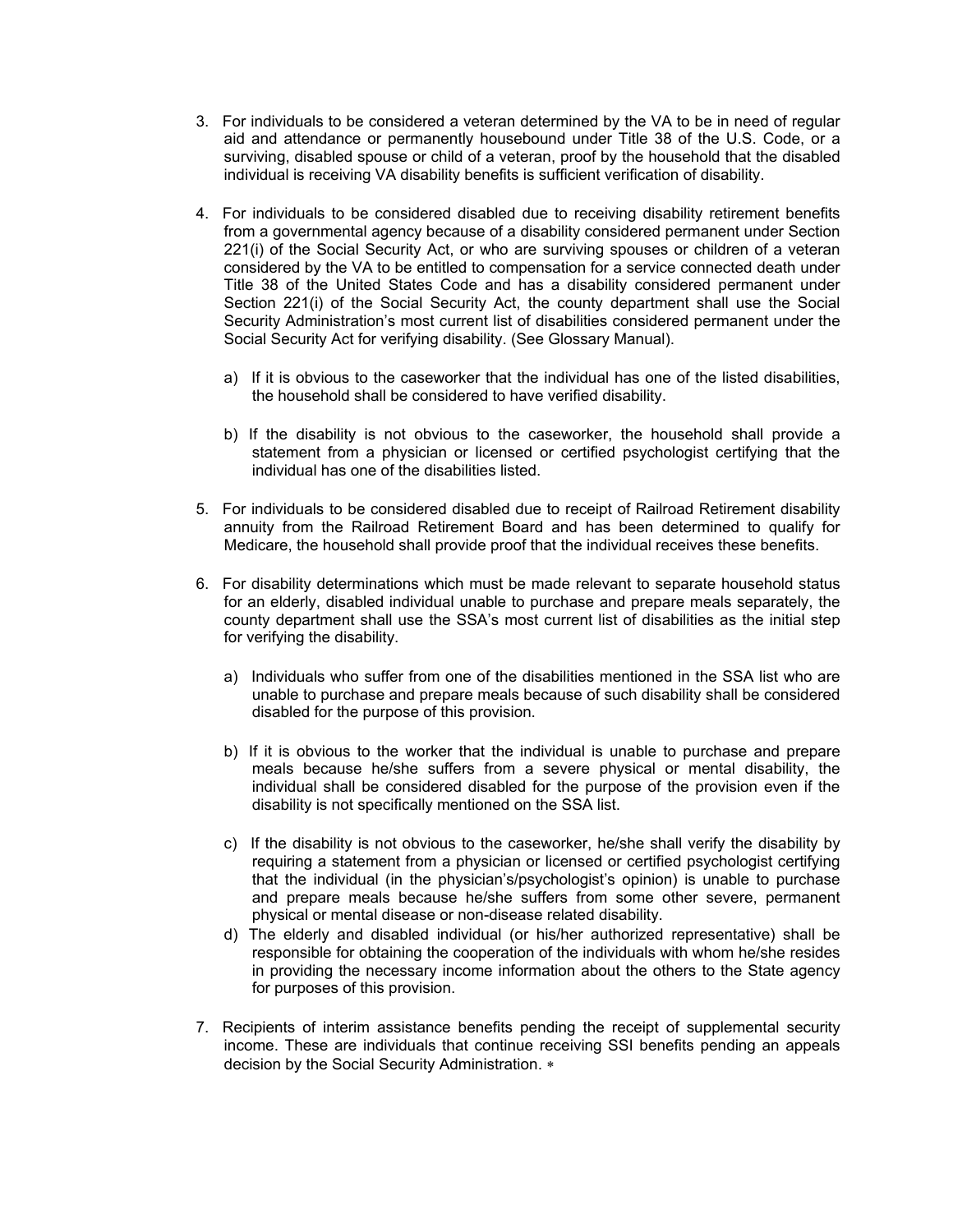3. For individuals to be considered a veteran determined by the VA to be in need of regular aid and attendance or permanently housebound under Title 38 of the U.S. Code, or a surviving, disabled spouse or child of a veteran, proof by the household that the disabled individual is receiving VA disability benefits is sufficient verification of disability.

4. For individuals to be considered disabled due to receiving disability retirement benefits from a governmental agency because of a disability considered permanent under Section 221(i) of the Social Security Act, or who are surviving spouses or children of a veteran considered by the VA to be entitled to compensation for a service connected death under Title 38 of the United States Code and has a disability considered permanent under Section 221(i) of the Social Security Act, the county department shall use the Social Security Administration's most current list of disabilities considered permanent under the Social Security Act for verifying disability. (See Glossary Manual).

   a) If it is obvious to the caseworker that the individual has one of the listed disabilities, the household shall be considered to have verified disability.

   b) If the disability is not obvious to the caseworker, the household shall provide a statement from a physician or licensed or certified psychologist certifying that the individual has one of the disabilities listed.

5. For individuals to be considered disabled due to receipt of Railroad Retirement disability annuity from the Railroad Retirement Board and has been determined to qualify for Medicare, the household shall provide proof that the individual receives these benefits.

6. For disability determinations which must be made relevant to separate household status for an elderly, disabled individual unable to purchase and prepare meals separately, the county department shall use the SSA's most current list of disabilities as the initial step for verifying the disability.

   a) Individuals who suffer from one of the disabilities mentioned in the SSA list who are unable to purchase and prepare meals because of such disability shall be considered disabled for the purpose of this provision.

   b) If it is obvious to the worker that the individual is unable to purchase and prepare meals because he/she suffers from a severe physical or mental disability, the individual shall be considered disabled for the purpose of the provision even if the disability is not specifically mentioned on the SSA list.

   c) If the disability is not obvious to the caseworker, he/she shall verify the disability by requiring a statement from a physician or licensed or certified psychologist certifying that the individual (in the physician's/psychologist's opinion) is unable to purchase and prepare meals because he/she suffers from some other severe, permanent physical or mental disease or non-disease related disability.

   d) The elderly and disabled individual (or his/her authorized representative) shall be responsible for obtaining the cooperation of the individuals with whom he/she resides in providing the necessary income information about the others to the State agency for purposes of this provision.

7. Recipients of interim assistance benefits pending the receipt of supplemental security income. These are individuals that continue receiving SSI benefits pending an appeals decision by the Social Security Administration. ∗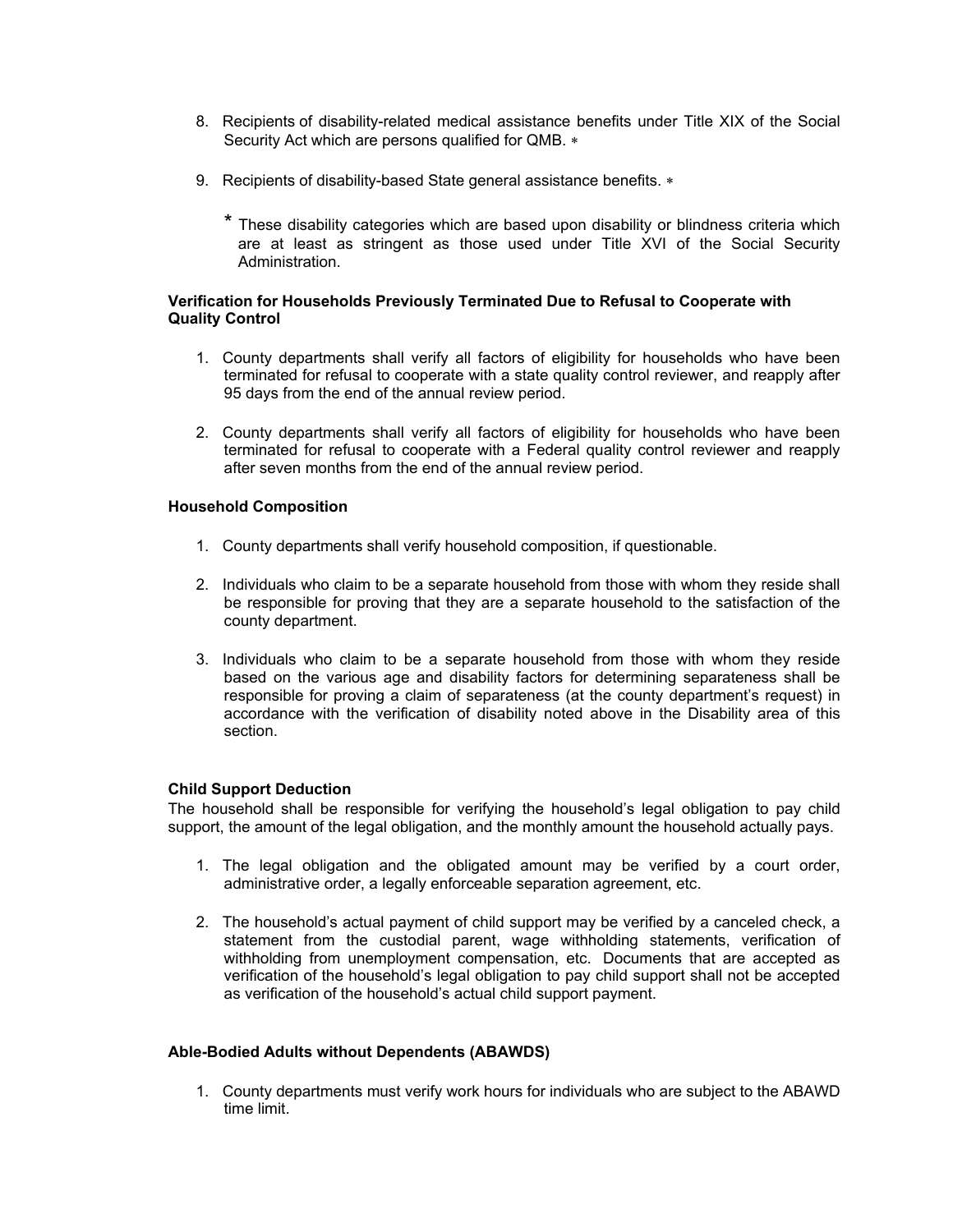8. Recipients of disability-related medical assistance benefits under Title XIX of the Social Security Act which are persons qualified for QMB. *

9. Recipients of disability-based State general assistance benefits. *

   \* These disability categories which are based upon disability or blindness criteria which are at least as stringent as those used under Title XVI of the Social Security Administration.

**Verification for Households Previously Terminated Due to Refusal to Cooperate with Quality Control**

1. County departments shall verify all factors of eligibility for households who have been terminated for refusal to cooperate with a state quality control reviewer, and reapply after 95 days from the end of the annual review period.

2. County departments shall verify all factors of eligibility for households who have been terminated for refusal to cooperate with a Federal quality control reviewer and reapply after seven months from the end of the annual review period.

**Household Composition**

1. County departments shall verify household composition, if questionable.

2. Individuals who claim to be a separate household from those with whom they reside shall be responsible for proving that they are a separate household to the satisfaction of the county department.

3. Individuals who claim to be a separate household from those with whom they reside based on the various age and disability factors for determining separateness shall be responsible for proving a claim of separateness (at the county department's request) in accordance with the verification of disability noted above in the Disability area of this section.

**Child Support Deduction**

The household shall be responsible for verifying the household's legal obligation to pay child support, the amount of the legal obligation, and the monthly amount the household actually pays.

1. The legal obligation and the obligated amount may be verified by a court order, administrative order, a legally enforceable separation agreement, etc.

2. The household's actual payment of child support may be verified by a canceled check, a statement from the custodial parent, wage withholding statements, verification of withholding from unemployment compensation, etc. Documents that are accepted as verification of the household's legal obligation to pay child support shall not be accepted as verification of the household's actual child support payment.

**Able-Bodied Adults without Dependents (ABAWDS)**

1. County departments must verify work hours for individuals who are subject to the ABAWD time limit.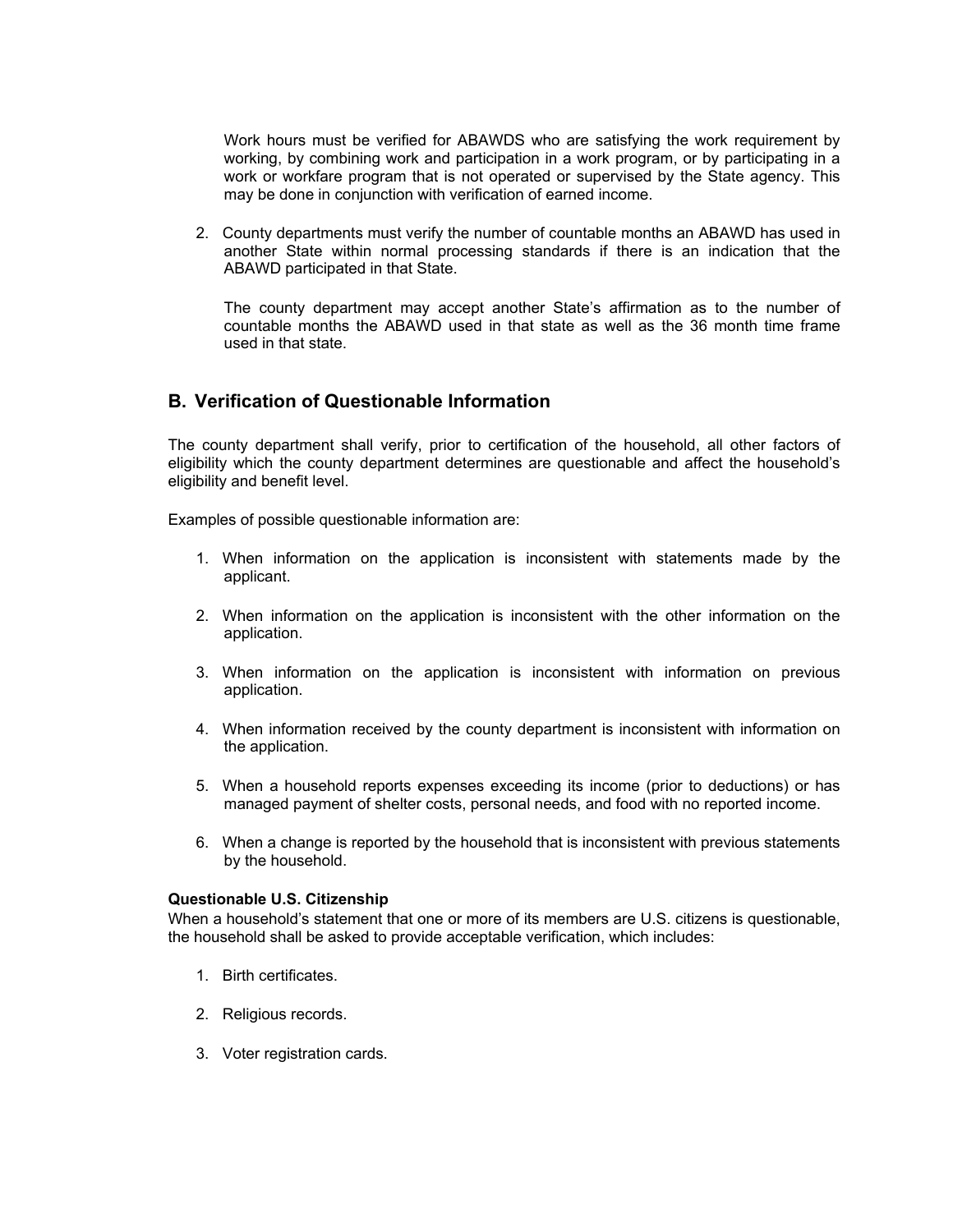Work hours must be verified for ABAWDS who are satisfying the work requirement by working, by combining work and participation in a work program, or by participating in a work or workfare program that is not operated or supervised by the State agency. This may be done in conjunction with verification of earned income.

2. County departments must verify the number of countable months an ABAWD has used in another State within normal processing standards if there is an indication that the ABAWD participated in that State.

   The county department may accept another State's affirmation as to the number of countable months the ABAWD used in that state as well as the 36 month time frame used in that state.

## B. Verification of Questionable Information

The county department shall verify, prior to certification of the household, all other factors of eligibility which the county department determines are questionable and affect the household's eligibility and benefit level.

Examples of possible questionable information are:

1. When information on the application is inconsistent with statements made by the applicant.
2. When information on the application is inconsistent with the other information on the application.
3. When information on the application is inconsistent with information on previous application.
4. When information received by the county department is inconsistent with information on the application.
5. When a household reports expenses exceeding its income (prior to deductions) or has managed payment of shelter costs, personal needs, and food with no reported income.
6. When a change is reported by the household that is inconsistent with previous statements by the household.

**Questionable U.S. Citizenship**
When a household's statement that one or more of its members are U.S. citizens is questionable, the household shall be asked to provide acceptable verification, which includes:

1. Birth certificates.
2. Religious records.
3. Voter registration cards.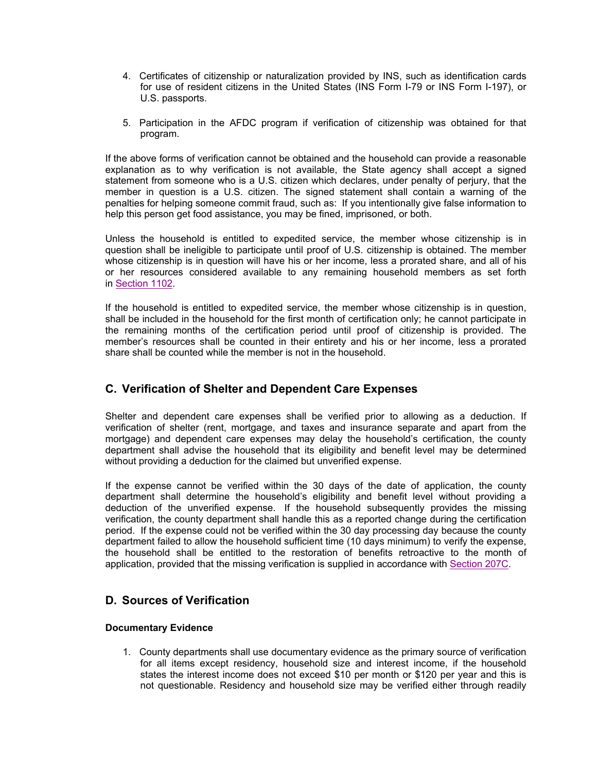4. Certificates of citizenship or naturalization provided by INS, such as identification cards for use of resident citizens in the United States (INS Form I-79 or INS Form I-197), or U.S. passports.

5. Participation in the AFDC program if verification of citizenship was obtained for that program.

If the above forms of verification cannot be obtained and the household can provide a reasonable explanation as to why verification is not available, the State agency shall accept a signed statement from someone who is a U.S. citizen which declares, under penalty of perjury, that the member in question is a U.S. citizen. The signed statement shall contain a warning of the penalties for helping someone commit fraud, such as: If you intentionally give false information to help this person get food assistance, you may be fined, imprisoned, or both.

Unless the household is entitled to expedited service, the member whose citizenship is in question shall be ineligible to participate until proof of U.S. citizenship is obtained. The member whose citizenship is in question will have his or her income, less a prorated share, and all of his or her resources considered available to any remaining household members as set forth in Section 1102.

If the household is entitled to expedited service, the member whose citizenship is in question, shall be included in the household for the first month of certification only; he cannot participate in the remaining months of the certification period until proof of citizenship is provided. The member's resources shall be counted in their entirety and his or her income, less a prorated share shall be counted while the member is not in the household.

## C. Verification of Shelter and Dependent Care Expenses

Shelter and dependent care expenses shall be verified prior to allowing as a deduction. If verification of shelter (rent, mortgage, and taxes and insurance separate and apart from the mortgage) and dependent care expenses may delay the household's certification, the county department shall advise the household that its eligibility and benefit level may be determined without providing a deduction for the claimed but unverified expense.

If the expense cannot be verified within the 30 days of the date of application, the county department shall determine the household's eligibility and benefit level without providing a deduction of the unverified expense. If the household subsequently provides the missing verification, the county department shall handle this as a reported change during the certification period. If the expense could not be verified within the 30 day processing day because the county department failed to allow the household sufficient time (10 days minimum) to verify the expense, the household shall be entitled to the restoration of benefits retroactive to the month of application, provided that the missing verification is supplied in accordance with Section 207C.

## D. Sources of Verification

**Documentary Evidence**

1. County departments shall use documentary evidence as the primary source of verification for all items except residency, household size and interest income, if the household states the interest income does not exceed $10 per month or $120 per year and this is not questionable. Residency and household size may be verified either through readily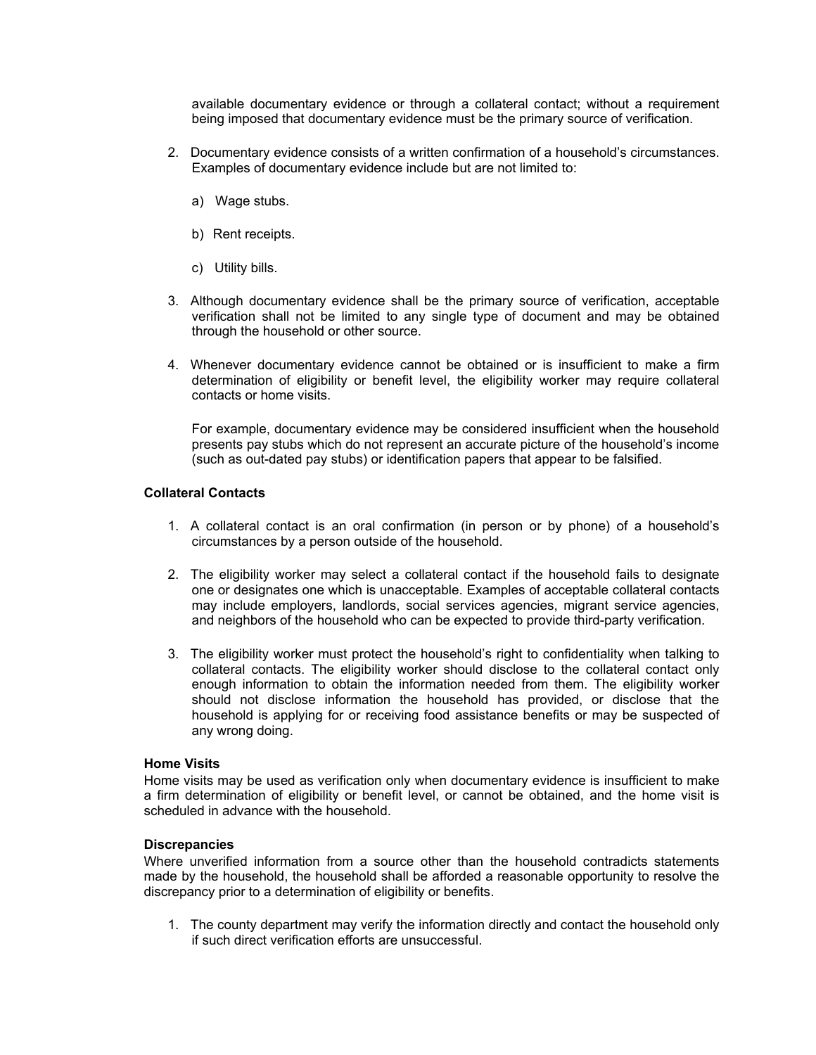available documentary evidence or through a collateral contact; without a requirement being imposed that documentary evidence must be the primary source of verification.

2. Documentary evidence consists of a written confirmation of a household's circumstances. Examples of documentary evidence include but are not limited to:

   a) Wage stubs.

   b) Rent receipts.

   c) Utility bills.

3. Although documentary evidence shall be the primary source of verification, acceptable verification shall not be limited to any single type of document and may be obtained through the household or other source.

4. Whenever documentary evidence cannot be obtained or is insufficient to make a firm determination of eligibility or benefit level, the eligibility worker may require collateral contacts or home visits.

   For example, documentary evidence may be considered insufficient when the household presents pay stubs which do not represent an accurate picture of the household's income (such as out-dated pay stubs) or identification papers that appear to be falsified.

**Collateral Contacts**

1. A collateral contact is an oral confirmation (in person or by phone) of a household's circumstances by a person outside of the household.

2. The eligibility worker may select a collateral contact if the household fails to designate one or designates one which is unacceptable. Examples of acceptable collateral contacts may include employers, landlords, social services agencies, migrant service agencies, and neighbors of the household who can be expected to provide third-party verification.

3. The eligibility worker must protect the household's right to confidentiality when talking to collateral contacts. The eligibility worker should disclose to the collateral contact only enough information to obtain the information needed from them. The eligibility worker should not disclose information the household has provided, or disclose that the household is applying for or receiving food assistance benefits or may be suspected of any wrong doing.

**Home Visits**

Home visits may be used as verification only when documentary evidence is insufficient to make a firm determination of eligibility or benefit level, or cannot be obtained, and the home visit is scheduled in advance with the household.

**Discrepancies**

Where unverified information from a source other than the household contradicts statements made by the household, the household shall be afforded a reasonable opportunity to resolve the discrepancy prior to a determination of eligibility or benefits.

1. The county department may verify the information directly and contact the household only if such direct verification efforts are unsuccessful.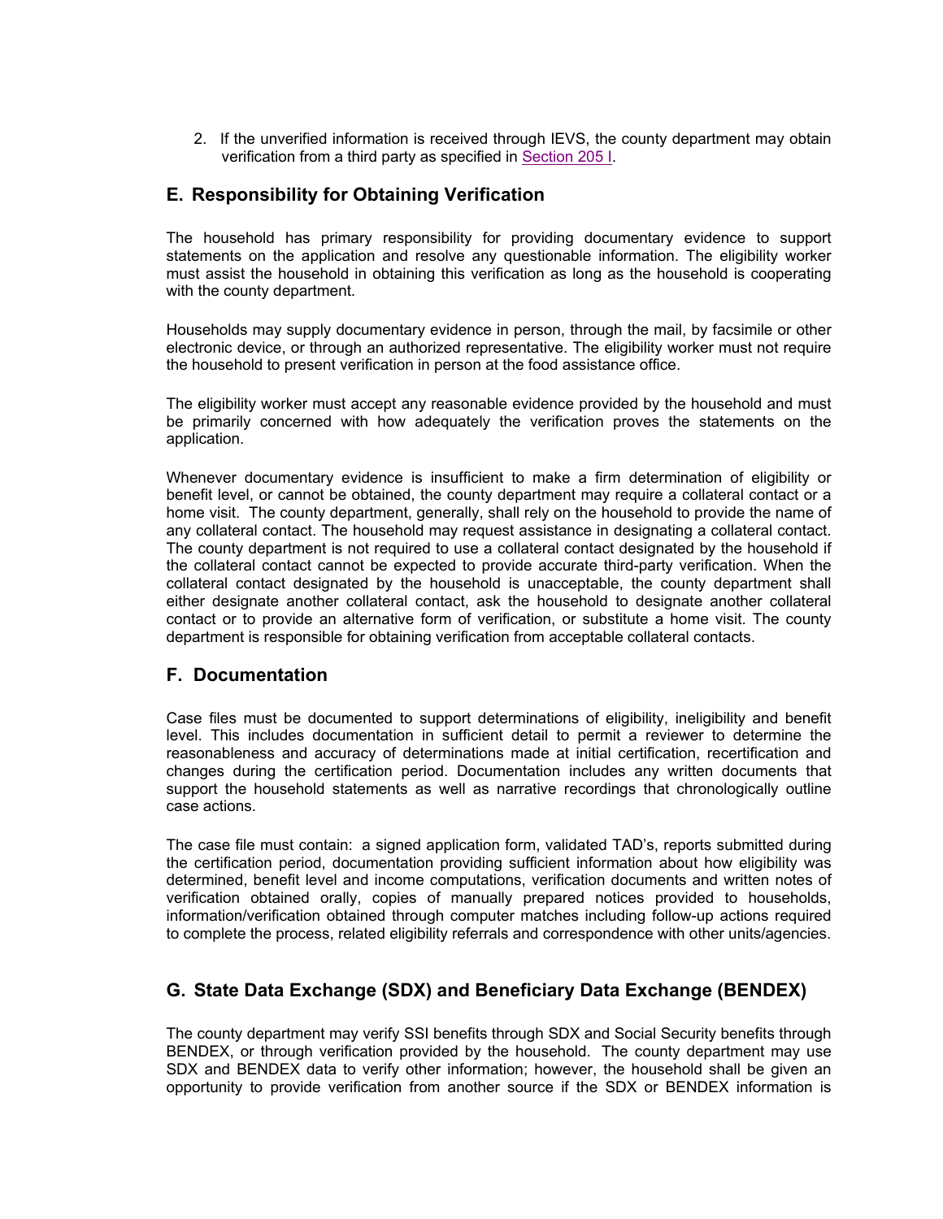2. If the unverified information is received through IEVS, the county department may obtain verification from a third party as specified in Section 205 I.

## E. Responsibility for Obtaining Verification

The household has primary responsibility for providing documentary evidence to support statements on the application and resolve any questionable information. The eligibility worker must assist the household in obtaining this verification as long as the household is cooperating with the county department.

Households may supply documentary evidence in person, through the mail, by facsimile or other electronic device, or through an authorized representative. The eligibility worker must not require the household to present verification in person at the food assistance office.

The eligibility worker must accept any reasonable evidence provided by the household and must be primarily concerned with how adequately the verification proves the statements on the application.

Whenever documentary evidence is insufficient to make a firm determination of eligibility or benefit level, or cannot be obtained, the county department may require a collateral contact or a home visit. The county department, generally, shall rely on the household to provide the name of any collateral contact. The household may request assistance in designating a collateral contact. The county department is not required to use a collateral contact designated by the household if the collateral contact cannot be expected to provide accurate third-party verification. When the collateral contact designated by the household is unacceptable, the county department shall either designate another collateral contact, ask the household to designate another collateral contact or to provide an alternative form of verification, or substitute a home visit. The county department is responsible for obtaining verification from acceptable collateral contacts.

## F. Documentation

Case files must be documented to support determinations of eligibility, ineligibility and benefit level. This includes documentation in sufficient detail to permit a reviewer to determine the reasonableness and accuracy of determinations made at initial certification, recertification and changes during the certification period. Documentation includes any written documents that support the household statements as well as narrative recordings that chronologically outline case actions.

The case file must contain: a signed application form, validated TAD's, reports submitted during the certification period, documentation providing sufficient information about how eligibility was determined, benefit level and income computations, verification documents and written notes of verification obtained orally, copies of manually prepared notices provided to households, information/verification obtained through computer matches including follow-up actions required to complete the process, related eligibility referrals and correspondence with other units/agencies.

## G. State Data Exchange (SDX) and Beneficiary Data Exchange (BENDEX)

The county department may verify SSI benefits through SDX and Social Security benefits through BENDEX, or through verification provided by the household. The county department may use SDX and BENDEX data to verify other information; however, the household shall be given an opportunity to provide verification from another source if the SDX or BENDEX information is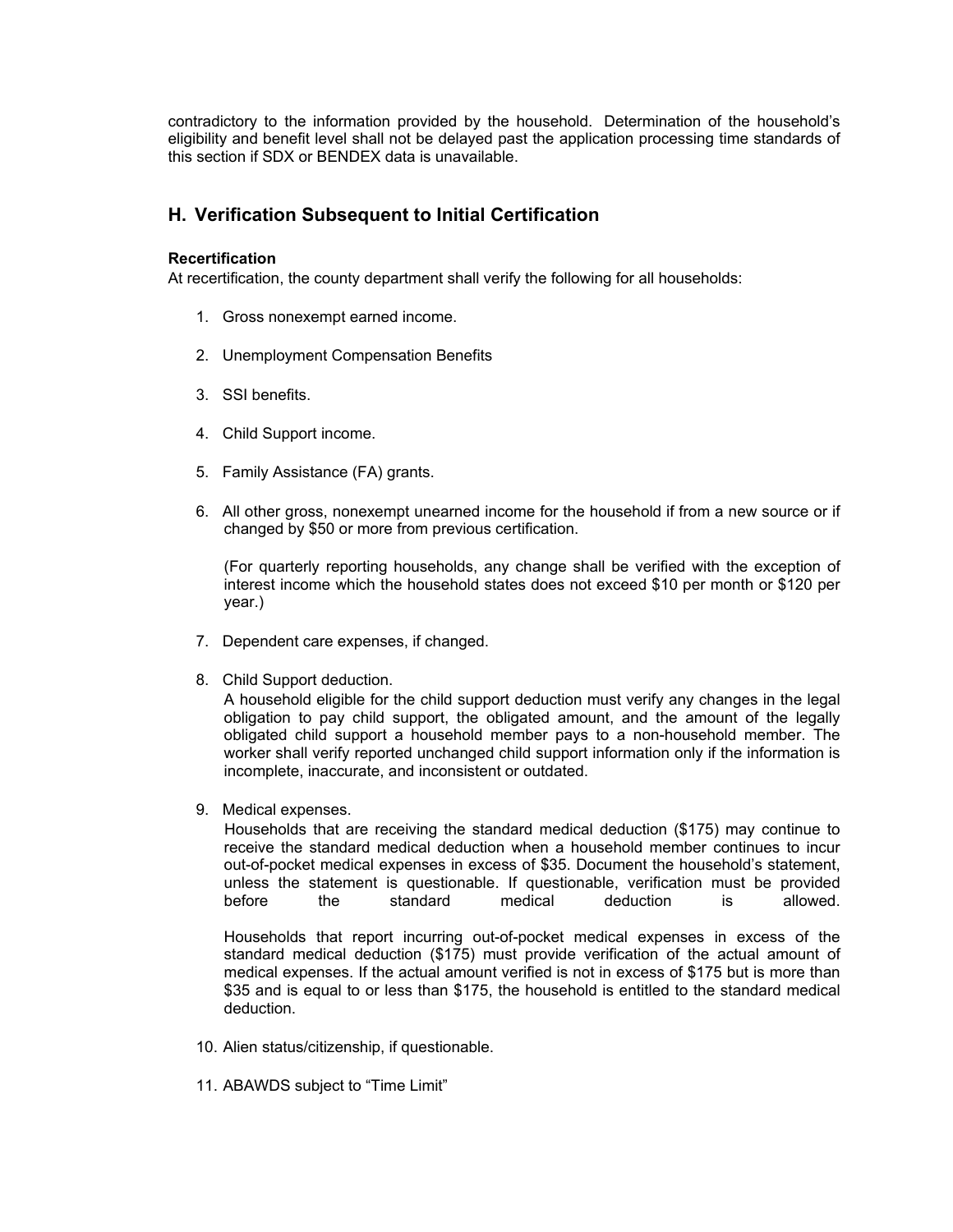contradictory to the information provided by the household. Determination of the household's eligibility and benefit level shall not be delayed past the application processing time standards of this section if SDX or BENDEX data is unavailable.

## H. Verification Subsequent to Initial Certification

**Recertification**
At recertification, the county department shall verify the following for all households:

1. Gross nonexempt earned income.

2. Unemployment Compensation Benefits

3. SSI benefits.

4. Child Support income.

5. Family Assistance (FA) grants.

6. All other gross, nonexempt unearned income for the household if from a new source or if changed by $50 or more from previous certification.

   (For quarterly reporting households, any change shall be verified with the exception of interest income which the household states does not exceed $10 per month or $120 per year.)

7. Dependent care expenses, if changed.

8. Child Support deduction.
   A household eligible for the child support deduction must verify any changes in the legal obligation to pay child support, the obligated amount, and the amount of the legally obligated child support a household member pays to a non-household member. The worker shall verify reported unchanged child support information only if the information is incomplete, inaccurate, and inconsistent or outdated.

9. Medical expenses.
   Households that are receiving the standard medical deduction ($175) may continue to receive the standard medical deduction when a household member continues to incur out-of-pocket medical expenses in excess of $35. Document the household's statement, unless the statement is questionable. If questionable, verification must be provided before the standard medical deduction is allowed.

   Households that report incurring out-of-pocket medical expenses in excess of the standard medical deduction ($175) must provide verification of the actual amount of medical expenses. If the actual amount verified is not in excess of $175 but is more than $35 and is equal to or less than $175, the household is entitled to the standard medical deduction.

10. Alien status/citizenship, if questionable.

11. ABAWDS subject to "Time Limit"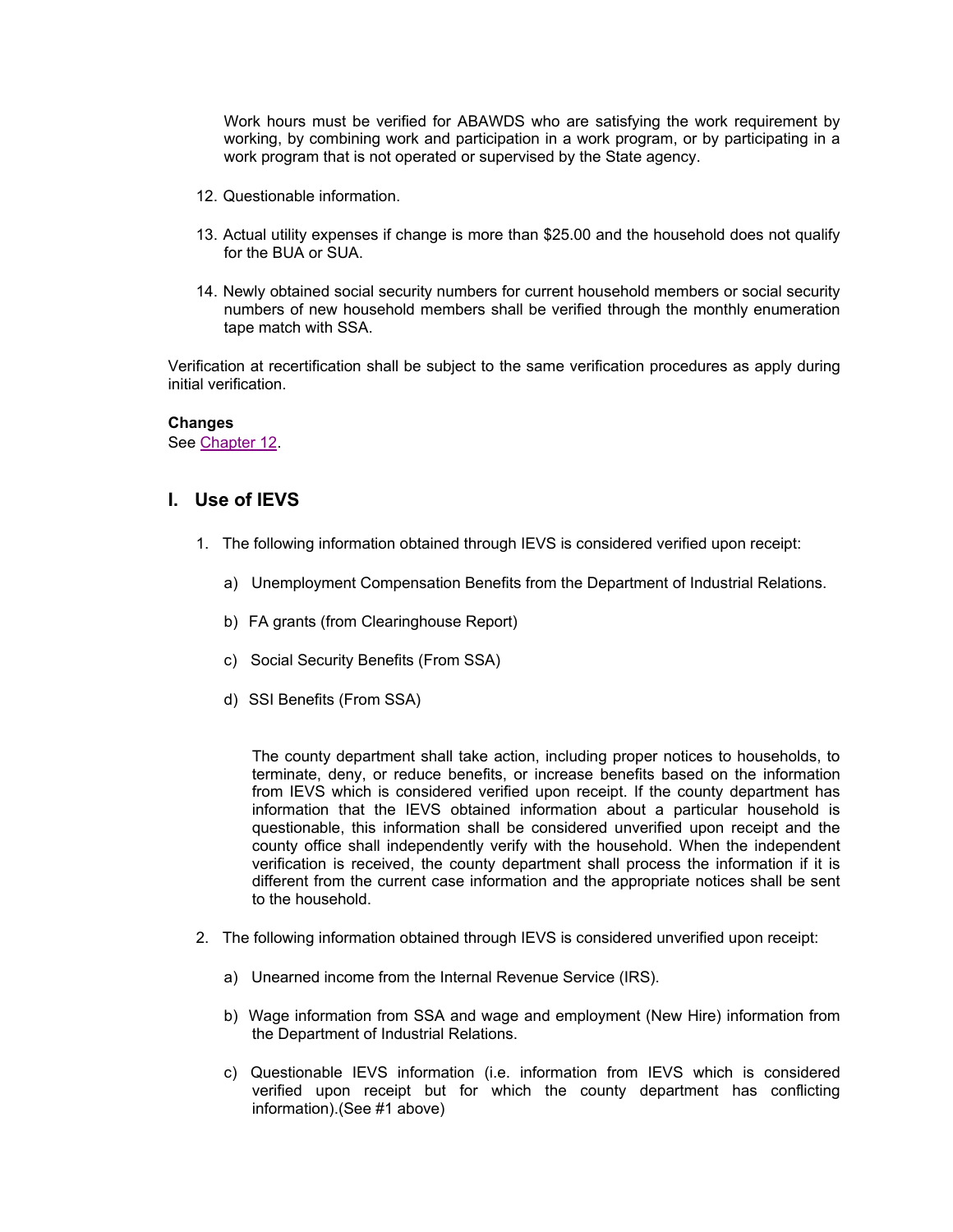Work hours must be verified for ABAWDS who are satisfying the work requirement by working, by combining work and participation in a work program, or by participating in a work program that is not operated or supervised by the State agency.

12. Questionable information.

13. Actual utility expenses if change is more than $25.00 and the household does not qualify for the BUA or SUA.

14. Newly obtained social security numbers for current household members or social security numbers of new household members shall be verified through the monthly enumeration tape match with SSA.

Verification at recertification shall be subject to the same verification procedures as apply during initial verification.

**Changes**
See Chapter 12.

## I. Use of IEVS

1. The following information obtained through IEVS is considered verified upon receipt:

   a) Unemployment Compensation Benefits from the Department of Industrial Relations.

   b) FA grants (from Clearinghouse Report)

   c) Social Security Benefits (From SSA)

   d) SSI Benefits (From SSA)

      The county department shall take action, including proper notices to households, to terminate, deny, or reduce benefits, or increase benefits based on the information from IEVS which is considered verified upon receipt. If the county department has information that the IEVS obtained information about a particular household is questionable, this information shall be considered unverified upon receipt and the county office shall independently verify with the household. When the independent verification is received, the county department shall process the information if it is different from the current case information and the appropriate notices shall be sent to the household.

2. The following information obtained through IEVS is considered unverified upon receipt:

   a) Unearned income from the Internal Revenue Service (IRS).

   b) Wage information from SSA and wage and employment (New Hire) information from the Department of Industrial Relations.

   c) Questionable IEVS information (i.e. information from IEVS which is considered verified upon receipt but for which the county department has conflicting information).(See #1 above)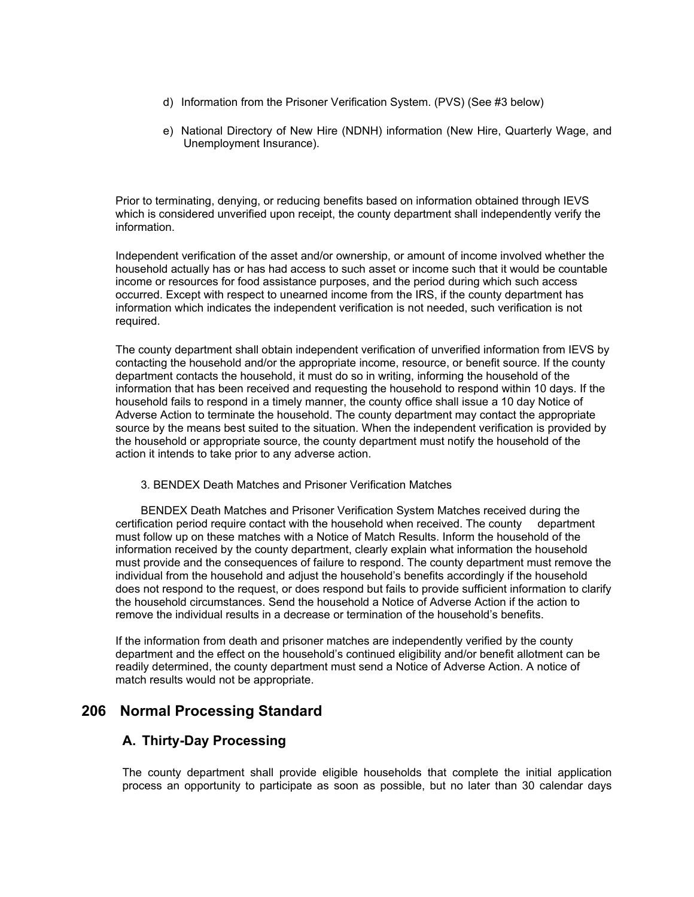d) Information from the Prisoner Verification System. (PVS) (See #3 below)

e) National Directory of New Hire (NDNH) information (New Hire, Quarterly Wage, and Unemployment Insurance).

Prior to terminating, denying, or reducing benefits based on information obtained through IEVS which is considered unverified upon receipt, the county department shall independently verify the information.

Independent verification of the asset and/or ownership, or amount of income involved whether the household actually has or has had access to such asset or income such that it would be countable income or resources for food assistance purposes, and the period during which such access occurred. Except with respect to unearned income from the IRS, if the county department has information which indicates the independent verification is not needed, such verification is not required.

The county department shall obtain independent verification of unverified information from IEVS by contacting the household and/or the appropriate income, resource, or benefit source. If the county department contacts the household, it must do so in writing, informing the household of the information that has been received and requesting the household to respond within 10 days. If the household fails to respond in a timely manner, the county office shall issue a 10 day Notice of Adverse Action to terminate the household. The county department may contact the appropriate source by the means best suited to the situation. When the independent verification is provided by the household or appropriate source, the county department must notify the household of the action it intends to take prior to any adverse action.

3. BENDEX Death Matches and Prisoner Verification Matches

BENDEX Death Matches and Prisoner Verification System Matches received during the certification period require contact with the household when received. The county department must follow up on these matches with a Notice of Match Results. Inform the household of the information received by the county department, clearly explain what information the household must provide and the consequences of failure to respond. The county department must remove the individual from the household and adjust the household's benefits accordingly if the household does not respond to the request, or does respond but fails to provide sufficient information to clarify the household circumstances. Send the household a Notice of Adverse Action if the action to remove the individual results in a decrease or termination of the household's benefits.

If the information from death and prisoner matches are independently verified by the county department and the effect on the household's continued eligibility and/or benefit allotment can be readily determined, the county department must send a Notice of Adverse Action. A notice of match results would not be appropriate.

## 206 Normal Processing Standard

### A. Thirty-Day Processing

The county department shall provide eligible households that complete the initial application process an opportunity to participate as soon as possible, but no later than 30 calendar days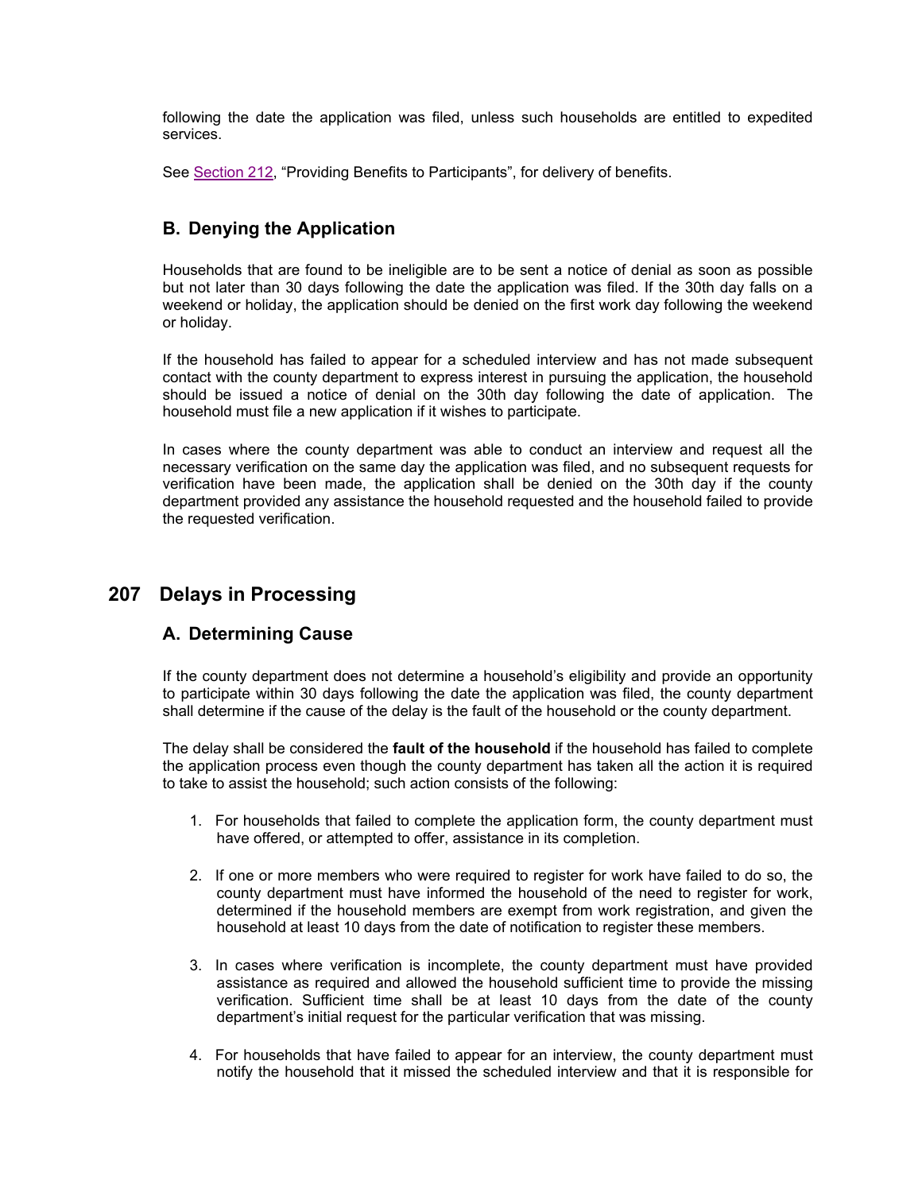following the date the application was filed, unless such households are entitled to expedited services.

See Section 212, “Providing Benefits to Participants”, for delivery of benefits.

### B. Denying the Application

Households that are found to be ineligible are to be sent a notice of denial as soon as possible but not later than 30 days following the date the application was filed. If the 30th day falls on a weekend or holiday, the application should be denied on the first work day following the weekend or holiday.

If the household has failed to appear for a scheduled interview and has not made subsequent contact with the county department to express interest in pursuing the application, the household should be issued a notice of denial on the 30th day following the date of application. The household must file a new application if it wishes to participate.

In cases where the county department was able to conduct an interview and request all the necessary verification on the same day the application was filed, and no subsequent requests for verification have been made, the application shall be denied on the 30th day if the county department provided any assistance the household requested and the household failed to provide the requested verification.

## 207 Delays in Processing

### A. Determining Cause

If the county department does not determine a household’s eligibility and provide an opportunity to participate within 30 days following the date the application was filed, the county department shall determine if the cause of the delay is the fault of the household or the county department.

The delay shall be considered the **fault of the household** if the household has failed to complete the application process even though the county department has taken all the action it is required to take to assist the household; such action consists of the following:

1. For households that failed to complete the application form, the county department must have offered, or attempted to offer, assistance in its completion.
2. If one or more members who were required to register for work have failed to do so, the county department must have informed the household of the need to register for work, determined if the household members are exempt from work registration, and given the household at least 10 days from the date of notification to register these members.
3. In cases where verification is incomplete, the county department must have provided assistance as required and allowed the household sufficient time to provide the missing verification. Sufficient time shall be at least 10 days from the date of the county department’s initial request for the particular verification that was missing.
4. For households that have failed to appear for an interview, the county department must notify the household that it missed the scheduled interview and that it is responsible for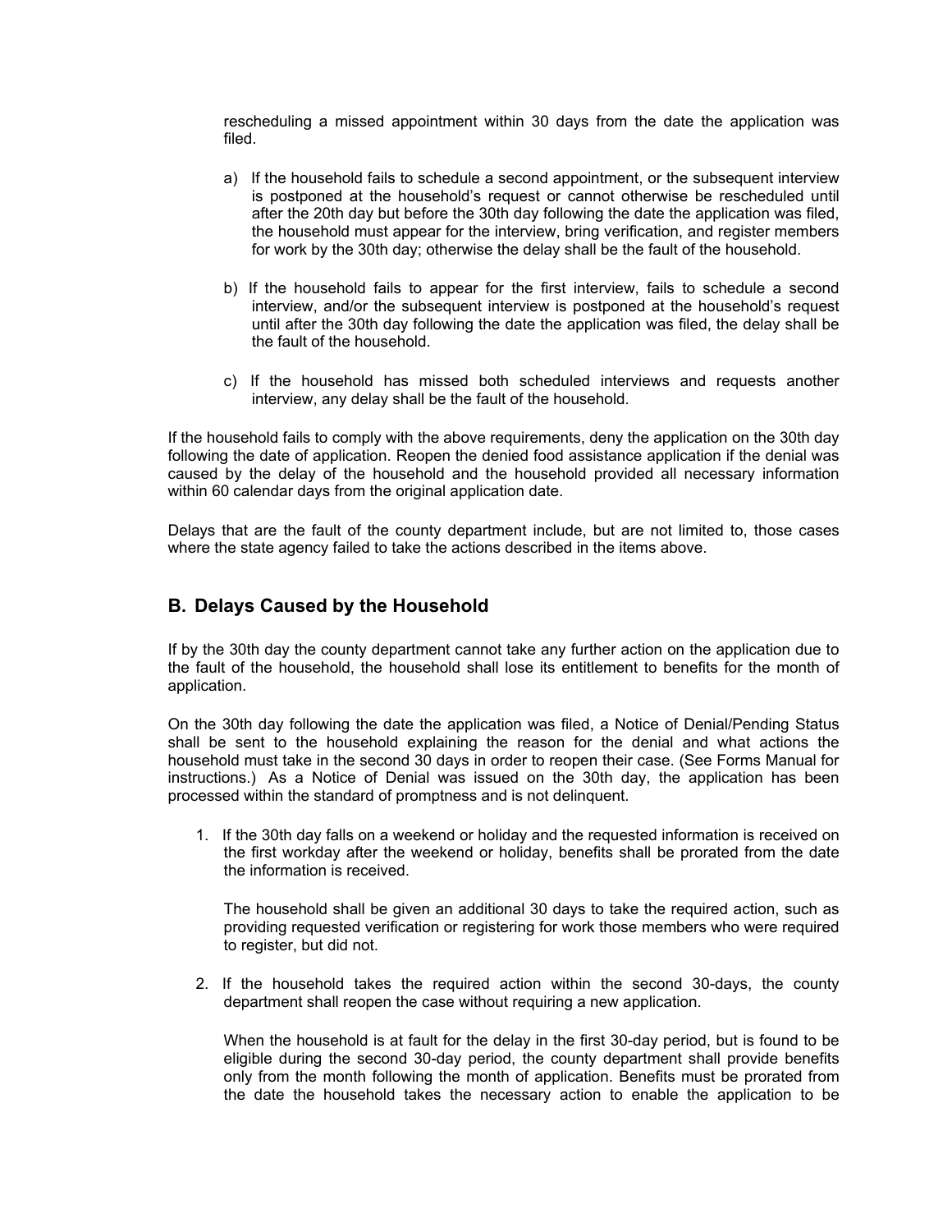rescheduling a missed appointment within 30 days from the date the application was filed.

a) If the household fails to schedule a second appointment, or the subsequent interview is postponed at the household's request or cannot otherwise be rescheduled until after the 20th day but before the 30th day following the date the application was filed, the household must appear for the interview, bring verification, and register members for work by the 30th day; otherwise the delay shall be the fault of the household.

b) If the household fails to appear for the first interview, fails to schedule a second interview, and/or the subsequent interview is postponed at the household's request until after the 30th day following the date the application was filed, the delay shall be the fault of the household.

c) If the household has missed both scheduled interviews and requests another interview, any delay shall be the fault of the household.

If the household fails to comply with the above requirements, deny the application on the 30th day following the date of application. Reopen the denied food assistance application if the denial was caused by the delay of the household and the household provided all necessary information within 60 calendar days from the original application date.

Delays that are the fault of the county department include, but are not limited to, those cases where the state agency failed to take the actions described in the items above.

## B. Delays Caused by the Household

If by the 30th day the county department cannot take any further action on the application due to the fault of the household, the household shall lose its entitlement to benefits for the month of application.

On the 30th day following the date the application was filed, a Notice of Denial/Pending Status shall be sent to the household explaining the reason for the denial and what actions the household must take in the second 30 days in order to reopen their case. (See Forms Manual for instructions.) As a Notice of Denial was issued on the 30th day, the application has been processed within the standard of promptness and is not delinquent.

1. If the 30th day falls on a weekend or holiday and the requested information is received on the first workday after the weekend or holiday, benefits shall be prorated from the date the information is received.

   The household shall be given an additional 30 days to take the required action, such as providing requested verification or registering for work those members who were required to register, but did not.

2. If the household takes the required action within the second 30-days, the county department shall reopen the case without requiring a new application.

   When the household is at fault for the delay in the first 30-day period, but is found to be eligible during the second 30-day period, the county department shall provide benefits only from the month following the month of application. Benefits must be prorated from the date the household takes the necessary action to enable the application to be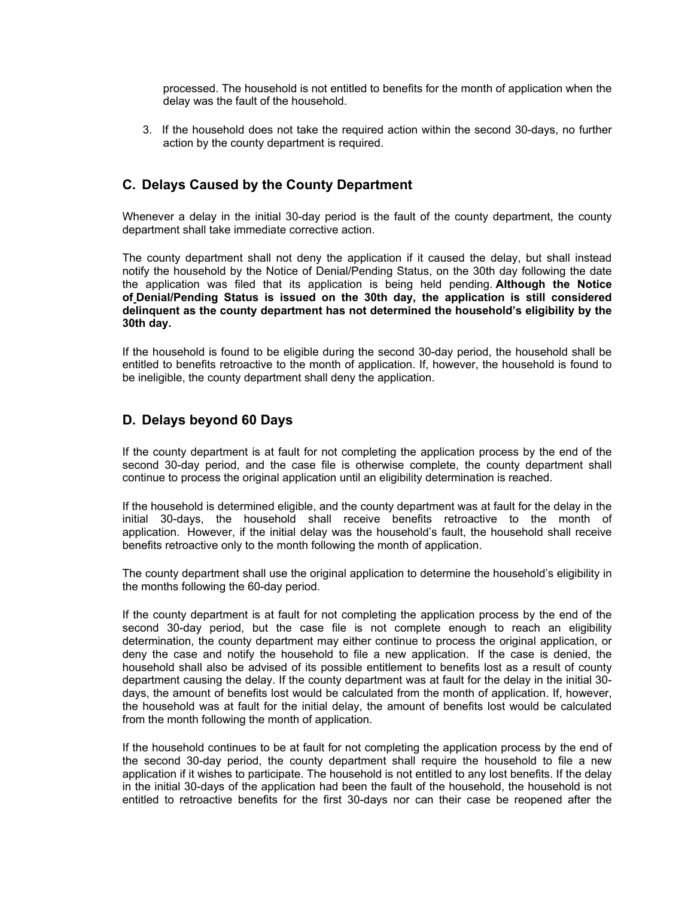processed. The household is not entitled to benefits for the month of application when the delay was the fault of the household.

3. If the household does not take the required action within the second 30-days, no further action by the county department is required.

## C. Delays Caused by the County Department

Whenever a delay in the initial 30-day period is the fault of the county department, the county department shall take immediate corrective action.

The county department shall not deny the application if it caused the delay, but shall instead notify the household by the Notice of Denial/Pending Status, on the 30th day following the date the application was filed that its application is being held pending. **Although the Notice of Denial/Pending Status is issued on the 30th day, the application is still considered delinquent as the county department has not determined the household's eligibility by the 30th day.**

If the household is found to be eligible during the second 30-day period, the household shall be entitled to benefits retroactive to the month of application. If, however, the household is found to be ineligible, the county department shall deny the application.

## D. Delays beyond 60 Days

If the county department is at fault for not completing the application process by the end of the second 30-day period, and the case file is otherwise complete, the county department shall continue to process the original application until an eligibility determination is reached.

If the household is determined eligible, and the county department was at fault for the delay in the initial 30-days, the household shall receive benefits retroactive to the month of application. However, if the initial delay was the household's fault, the household shall receive benefits retroactive only to the month following the month of application.

The county department shall use the original application to determine the household's eligibility in the months following the 60-day period.

If the county department is at fault for not completing the application process by the end of the second 30-day period, but the case file is not complete enough to reach an eligibility determination, the county department may either continue to process the original application, or deny the case and notify the household to file a new application. If the case is denied, the household shall also be advised of its possible entitlement to benefits lost as a result of county department causing the delay. If the county department was at fault for the delay in the initial 30-days, the amount of benefits lost would be calculated from the month of application. If, however, the household was at fault for the initial delay, the amount of benefits lost would be calculated from the month following the month of application.

If the household continues to be at fault for not completing the application process by the end of the second 30-day period, the county department shall require the household to file a new application if it wishes to participate. The household is not entitled to any lost benefits. If the delay in the initial 30-days of the application had been the fault of the household, the household is not entitled to retroactive benefits for the first 30-days nor can their case be reopened after the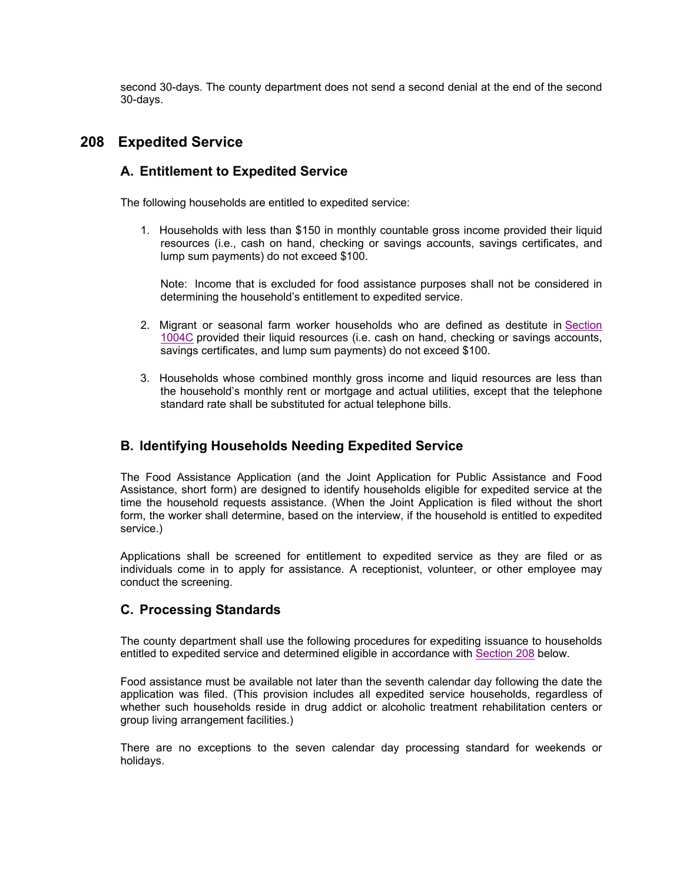second 30-days. The county department does not send a second denial at the end of the second 30-days.

## 208 Expedited Service

### A. Entitlement to Expedited Service

The following households are entitled to expedited service:

1. Households with less than $150 in monthly countable gross income provided their liquid resources (i.e., cash on hand, checking or savings accounts, savings certificates, and lump sum payments) do not exceed $100.

   Note: Income that is excluded for food assistance purposes shall not be considered in determining the household's entitlement to expedited service.

2. Migrant or seasonal farm worker households who are defined as destitute in Section 1004C provided their liquid resources (i.e. cash on hand, checking or savings accounts, savings certificates, and lump sum payments) do not exceed $100.

3. Households whose combined monthly gross income and liquid resources are less than the household's monthly rent or mortgage and actual utilities, except that the telephone standard rate shall be substituted for actual telephone bills.

### B. Identifying Households Needing Expedited Service

The Food Assistance Application (and the Joint Application for Public Assistance and Food Assistance, short form) are designed to identify households eligible for expedited service at the time the household requests assistance. (When the Joint Application is filed without the short form, the worker shall determine, based on the interview, if the household is entitled to expedited service.)

Applications shall be screened for entitlement to expedited service as they are filed or as individuals come in to apply for assistance. A receptionist, volunteer, or other employee may conduct the screening.

### C. Processing Standards

The county department shall use the following procedures for expediting issuance to households entitled to expedited service and determined eligible in accordance with Section 208 below.

Food assistance must be available not later than the seventh calendar day following the date the application was filed. (This provision includes all expedited service households, regardless of whether such households reside in drug addict or alcoholic treatment rehabilitation centers or group living arrangement facilities.)

There are no exceptions to the seven calendar day processing standard for weekends or holidays.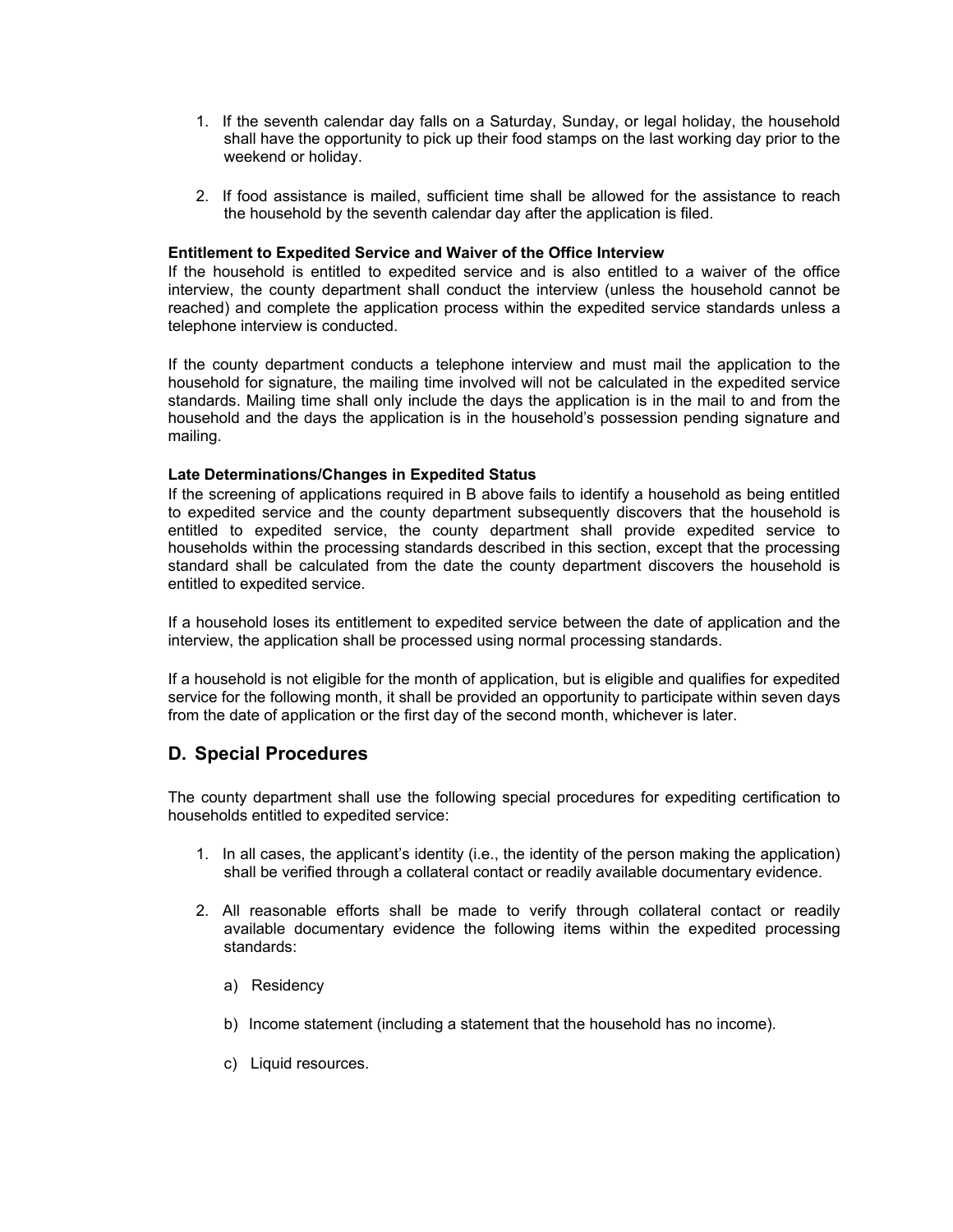1. If the seventh calendar day falls on a Saturday, Sunday, or legal holiday, the household shall have the opportunity to pick up their food stamps on the last working day prior to the weekend or holiday.

2. If food assistance is mailed, sufficient time shall be allowed for the assistance to reach the household by the seventh calendar day after the application is filed.

**Entitlement to Expedited Service and Waiver of the Office Interview**

If the household is entitled to expedited service and is also entitled to a waiver of the office interview, the county department shall conduct the interview (unless the household cannot be reached) and complete the application process within the expedited service standards unless a telephone interview is conducted.

If the county department conducts a telephone interview and must mail the application to the household for signature, the mailing time involved will not be calculated in the expedited service standards. Mailing time shall only include the days the application is in the mail to and from the household and the days the application is in the household's possession pending signature and mailing.

**Late Determinations/Changes in Expedited Status**

If the screening of applications required in B above fails to identify a household as being entitled to expedited service and the county department subsequently discovers that the household is entitled to expedited service, the county department shall provide expedited service to households within the processing standards described in this section, except that the processing standard shall be calculated from the date the county department discovers the household is entitled to expedited service.

If a household loses its entitlement to expedited service between the date of application and the interview, the application shall be processed using normal processing standards.

If a household is not eligible for the month of application, but is eligible and qualifies for expedited service for the following month, it shall be provided an opportunity to participate within seven days from the date of application or the first day of the second month, whichever is later.

## D. Special Procedures

The county department shall use the following special procedures for expediting certification to households entitled to expedited service:

1. In all cases, the applicant's identity (i.e., the identity of the person making the application) shall be verified through a collateral contact or readily available documentary evidence.

2. All reasonable efforts shall be made to verify through collateral contact or readily available documentary evidence the following items within the expedited processing standards:

   a) Residency

   b) Income statement (including a statement that the household has no income).

   c) Liquid resources.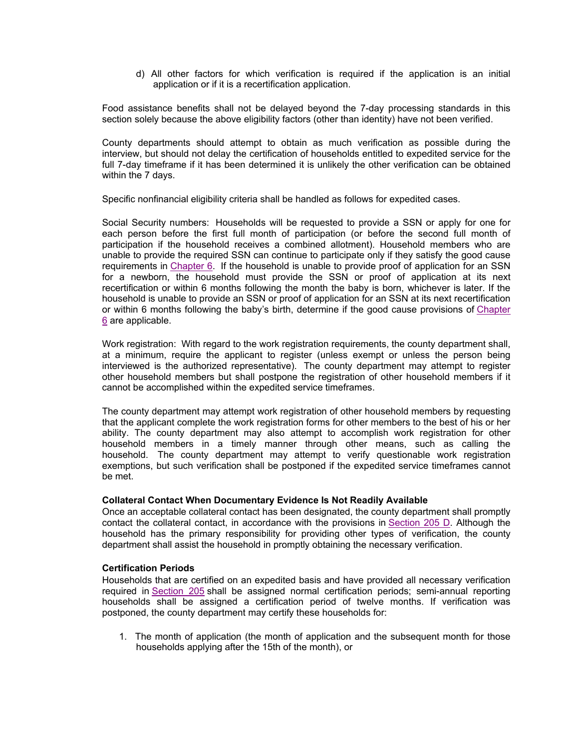d) All other factors for which verification is required if the application is an initial application or if it is a recertification application.

Food assistance benefits shall not be delayed beyond the 7-day processing standards in this section solely because the above eligibility factors (other than identity) have not been verified.

County departments should attempt to obtain as much verification as possible during the interview, but should not delay the certification of households entitled to expedited service for the full 7-day timeframe if it has been determined it is unlikely the other verification can be obtained within the 7 days.

Specific nonfinancial eligibility criteria shall be handled as follows for expedited cases.

Social Security numbers: Households will be requested to provide a SSN or apply for one for each person before the first full month of participation (or before the second full month of participation if the household receives a combined allotment). Household members who are unable to provide the required SSN can continue to participate only if they satisfy the good cause requirements in Chapter 6. If the household is unable to provide proof of application for an SSN for a newborn, the household must provide the SSN or proof of application at its next recertification or within 6 months following the month the baby is born, whichever is later. If the household is unable to provide an SSN or proof of application for an SSN at its next recertification or within 6 months following the baby's birth, determine if the good cause provisions of Chapter 6 are applicable.

Work registration: With regard to the work registration requirements, the county department shall, at a minimum, require the applicant to register (unless exempt or unless the person being interviewed is the authorized representative). The county department may attempt to register other household members but shall postpone the registration of other household members if it cannot be accomplished within the expedited service timeframes.

The county department may attempt work registration of other household members by requesting that the applicant complete the work registration forms for other members to the best of his or her ability. The county department may also attempt to accomplish work registration for other household members in a timely manner through other means, such as calling the household. The county department may attempt to verify questionable work registration exemptions, but such verification shall be postponed if the expedited service timeframes cannot be met.

**Collateral Contact When Documentary Evidence Is Not Readily Available**

Once an acceptable collateral contact has been designated, the county department shall promptly contact the collateral contact, in accordance with the provisions in Section 205 D. Although the household has the primary responsibility for providing other types of verification, the county department shall assist the household in promptly obtaining the necessary verification.

**Certification Periods**

Households that are certified on an expedited basis and have provided all necessary verification required in Section 205 shall be assigned normal certification periods; semi-annual reporting households shall be assigned a certification period of twelve months. If verification was postponed, the county department may certify these households for:

1. The month of application (the month of application and the subsequent month for those households applying after the 15th of the month), or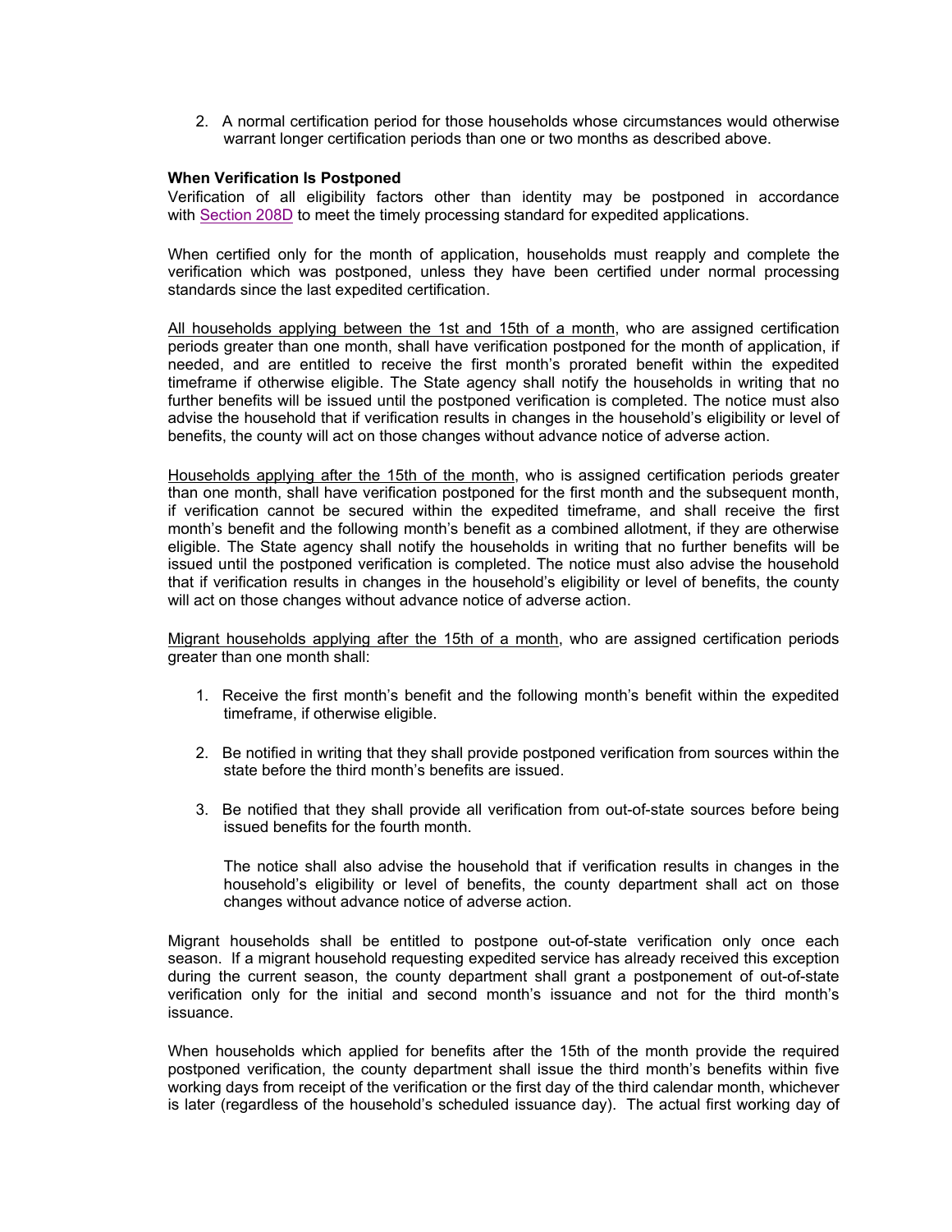2. A normal certification period for those households whose circumstances would otherwise warrant longer certification periods than one or two months as described above.

**When Verification Is Postponed**

Verification of all eligibility factors other than identity may be postponed in accordance with Section 208D to meet the timely processing standard for expedited applications.

When certified only for the month of application, households must reapply and complete the verification which was postponed, unless they have been certified under normal processing standards since the last expedited certification.

All households applying between the 1st and 15th of a month, who are assigned certification periods greater than one month, shall have verification postponed for the month of application, if needed, and are entitled to receive the first month's prorated benefit within the expedited timeframe if otherwise eligible. The State agency shall notify the households in writing that no further benefits will be issued until the postponed verification is completed. The notice must also advise the household that if verification results in changes in the household's eligibility or level of benefits, the county will act on those changes without advance notice of adverse action.

Households applying after the 15th of the month, who is assigned certification periods greater than one month, shall have verification postponed for the first month and the subsequent month, if verification cannot be secured within the expedited timeframe, and shall receive the first month's benefit and the following month's benefit as a combined allotment, if they are otherwise eligible. The State agency shall notify the households in writing that no further benefits will be issued until the postponed verification is completed. The notice must also advise the household that if verification results in changes in the household's eligibility or level of benefits, the county will act on those changes without advance notice of adverse action.

Migrant households applying after the 15th of a month, who are assigned certification periods greater than one month shall:

1. Receive the first month's benefit and the following month's benefit within the expedited timeframe, if otherwise eligible.

2. Be notified in writing that they shall provide postponed verification from sources within the state before the third month's benefits are issued.

3. Be notified that they shall provide all verification from out-of-state sources before being issued benefits for the fourth month.

   The notice shall also advise the household that if verification results in changes in the household's eligibility or level of benefits, the county department shall act on those changes without advance notice of adverse action.

Migrant households shall be entitled to postpone out-of-state verification only once each season. If a migrant household requesting expedited service has already received this exception during the current season, the county department shall grant a postponement of out-of-state verification only for the initial and second month's issuance and not for the third month's issuance.

When households which applied for benefits after the 15th of the month provide the required postponed verification, the county department shall issue the third month's benefits within five working days from receipt of the verification or the first day of the third calendar month, whichever is later (regardless of the household's scheduled issuance day). The actual first working day of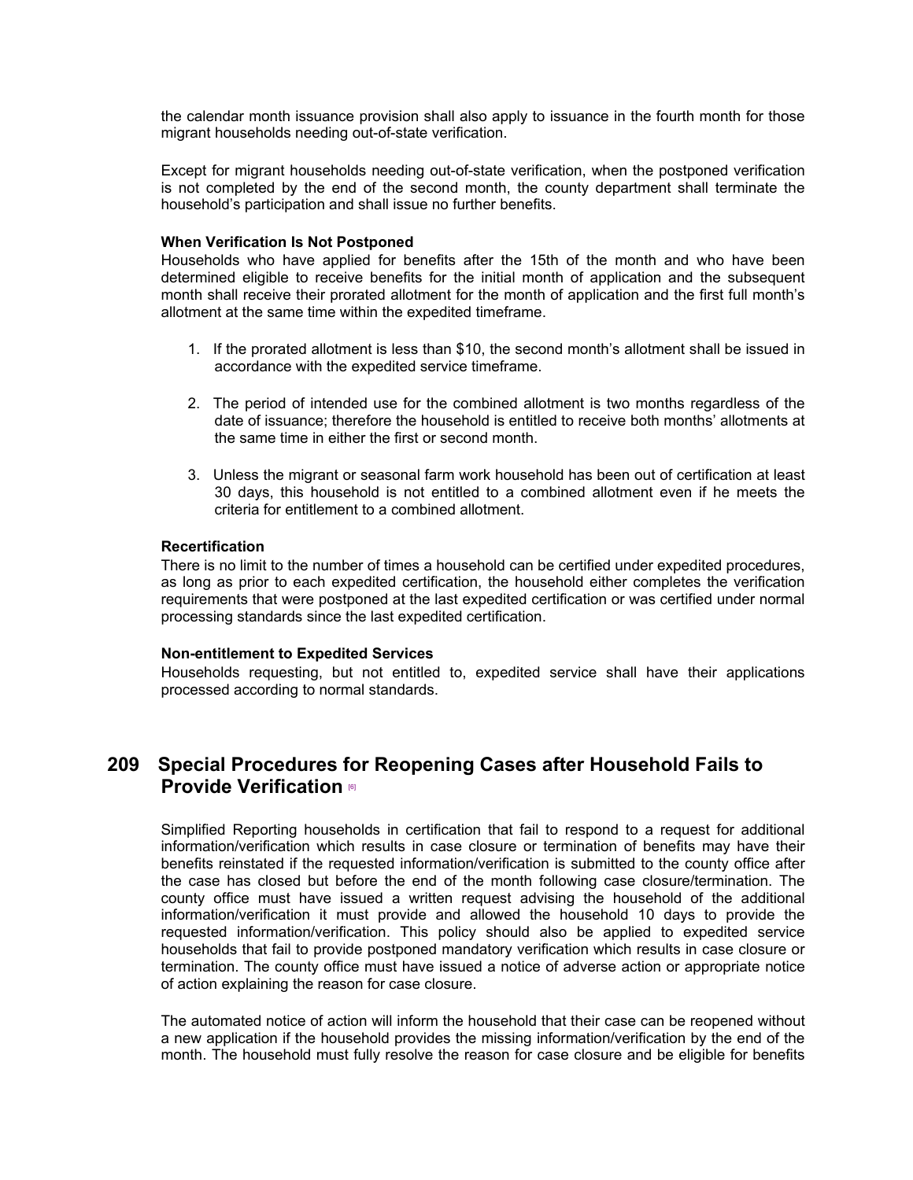the calendar month issuance provision shall also apply to issuance in the fourth month for those migrant households needing out-of-state verification.

Except for migrant households needing out-of-state verification, when the postponed verification is not completed by the end of the second month, the county department shall terminate the household's participation and shall issue no further benefits.

**When Verification Is Not Postponed**

Households who have applied for benefits after the 15th of the month and who have been determined eligible to receive benefits for the initial month of application and the subsequent month shall receive their prorated allotment for the month of application and the first full month's allotment at the same time within the expedited timeframe.

1. If the prorated allotment is less than $10, the second month's allotment shall be issued in accordance with the expedited service timeframe.

2. The period of intended use for the combined allotment is two months regardless of the date of issuance; therefore the household is entitled to receive both months' allotments at the same time in either the first or second month.

3. Unless the migrant or seasonal farm work household has been out of certification at least 30 days, this household is not entitled to a combined allotment even if he meets the criteria for entitlement to a combined allotment.

**Recertification**

There is no limit to the number of times a household can be certified under expedited procedures, as long as prior to each expedited certification, the household either completes the verification requirements that were postponed at the last expedited certification or was certified under normal processing standards since the last expedited certification.

**Non-entitlement to Expedited Services**

Households requesting, but not entitled to, expedited service shall have their applications processed according to normal standards.

## 209 Special Procedures for Reopening Cases after Household Fails to Provide Verification [6]

Simplified Reporting households in certification that fail to respond to a request for additional information/verification which results in case closure or termination of benefits may have their benefits reinstated if the requested information/verification is submitted to the county office after the case has closed but before the end of the month following case closure/termination. The county office must have issued a written request advising the household of the additional information/verification it must provide and allowed the household 10 days to provide the requested information/verification. This policy should also be applied to expedited service households that fail to provide postponed mandatory verification which results in case closure or termination. The county office must have issued a notice of adverse action or appropriate notice of action explaining the reason for case closure.

The automated notice of action will inform the household that their case can be reopened without a new application if the household provides the missing information/verification by the end of the month. The household must fully resolve the reason for case closure and be eligible for benefits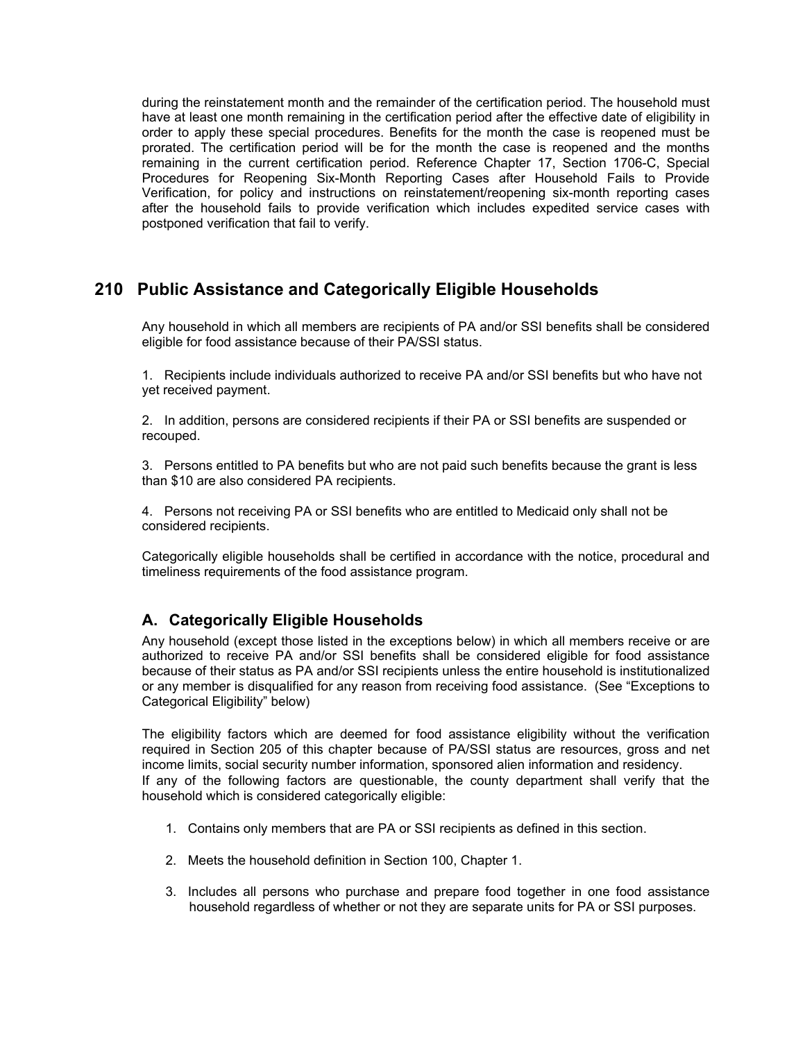during the reinstatement month and the remainder of the certification period. The household must have at least one month remaining in the certification period after the effective date of eligibility in order to apply these special procedures. Benefits for the month the case is reopened must be prorated. The certification period will be for the month the case is reopened and the months remaining in the current certification period. Reference Chapter 17, Section 1706-C, Special Procedures for Reopening Six-Month Reporting Cases after Household Fails to Provide Verification, for policy and instructions on reinstatement/reopening six-month reporting cases after the household fails to provide verification which includes expedited service cases with postponed verification that fail to verify.

## 210 Public Assistance and Categorically Eligible Households

Any household in which all members are recipients of PA and/or SSI benefits shall be considered eligible for food assistance because of their PA/SSI status.

1. Recipients include individuals authorized to receive PA and/or SSI benefits but who have not yet received payment.

2. In addition, persons are considered recipients if their PA or SSI benefits are suspended or recouped.

3. Persons entitled to PA benefits but who are not paid such benefits because the grant is less than $10 are also considered PA recipients.

4. Persons not receiving PA or SSI benefits who are entitled to Medicaid only shall not be considered recipients.

Categorically eligible households shall be certified in accordance with the notice, procedural and timeliness requirements of the food assistance program.

### A. Categorically Eligible Households

Any household (except those listed in the exceptions below) in which all members receive or are authorized to receive PA and/or SSI benefits shall be considered eligible for food assistance because of their status as PA and/or SSI recipients unless the entire household is institutionalized or any member is disqualified for any reason from receiving food assistance. (See "Exceptions to Categorical Eligibility" below)

The eligibility factors which are deemed for food assistance eligibility without the verification required in Section 205 of this chapter because of PA/SSI status are resources, gross and net income limits, social security number information, sponsored alien information and residency.
If any of the following factors are questionable, the county department shall verify that the household which is considered categorically eligible:

1. Contains only members that are PA or SSI recipients as defined in this section.

2. Meets the household definition in Section 100, Chapter 1.

3. Includes all persons who purchase and prepare food together in one food assistance household regardless of whether or not they are separate units for PA or SSI purposes.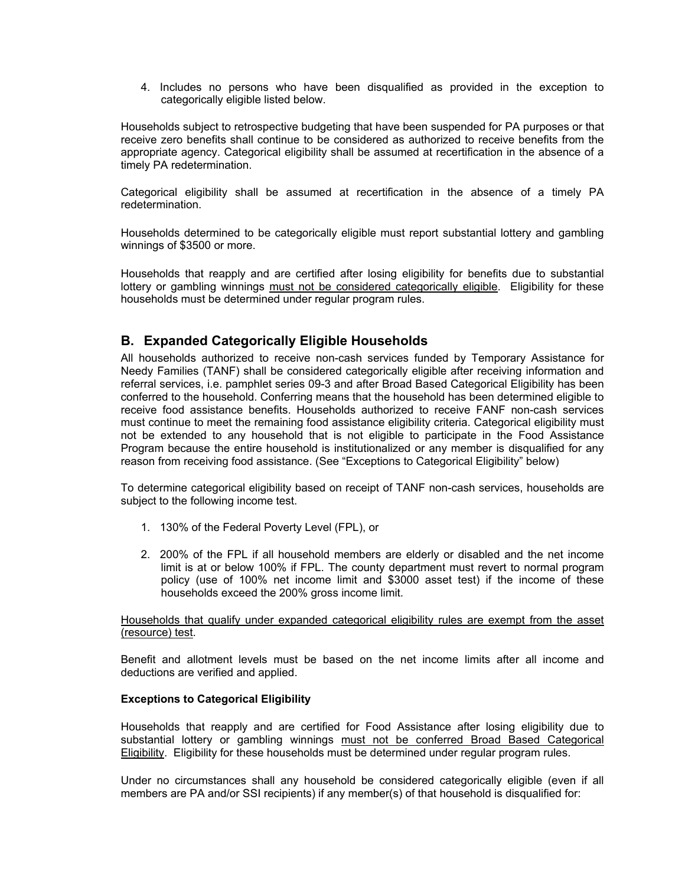4. Includes no persons who have been disqualified as provided in the exception to categorically eligible listed below.

Households subject to retrospective budgeting that have been suspended for PA purposes or that receive zero benefits shall continue to be considered as authorized to receive benefits from the appropriate agency. Categorical eligibility shall be assumed at recertification in the absence of a timely PA redetermination.

Categorical eligibility shall be assumed at recertification in the absence of a timely PA redetermination.

Households determined to be categorically eligible must report substantial lottery and gambling winnings of $3500 or more.

Households that reapply and are certified after losing eligibility for benefits due to substantial lottery or gambling winnings <u>must not be considered categorically eligible</u>. Eligibility for these households must be determined under regular program rules.

## B. Expanded Categorically Eligible Households

All households authorized to receive non-cash services funded by Temporary Assistance for Needy Families (TANF) shall be considered categorically eligible after receiving information and referral services, i.e. pamphlet series 09-3 and after Broad Based Categorical Eligibility has been conferred to the household. Conferring means that the household has been determined eligible to receive food assistance benefits. Households authorized to receive FANF non-cash services must continue to meet the remaining food assistance eligibility criteria. Categorical eligibility must not be extended to any household that is not eligible to participate in the Food Assistance Program because the entire household is institutionalized or any member is disqualified for any reason from receiving food assistance. (See "Exceptions to Categorical Eligibility" below)

To determine categorical eligibility based on receipt of TANF non-cash services, households are subject to the following income test.

1. 130% of the Federal Poverty Level (FPL), or

2. 200% of the FPL if all household members are elderly or disabled and the net income limit is at or below 100% if FPL. The county department must revert to normal program policy (use of 100% net income limit and $3000 asset test) if the income of these households exceed the 200% gross income limit.

<u>Households that qualify under expanded categorical eligibility rules are exempt from the asset (resource) test</u>.

Benefit and allotment levels must be based on the net income limits after all income and deductions are verified and applied.

**Exceptions to Categorical Eligibility**

Households that reapply and are certified for Food Assistance after losing eligibility due to substantial lottery or gambling winnings <u>must not be conferred Broad Based Categorical Eligibility</u>. Eligibility for these households must be determined under regular program rules.

Under no circumstances shall any household be considered categorically eligible (even if all members are PA and/or SSI recipients) if any member(s) of that household is disqualified for: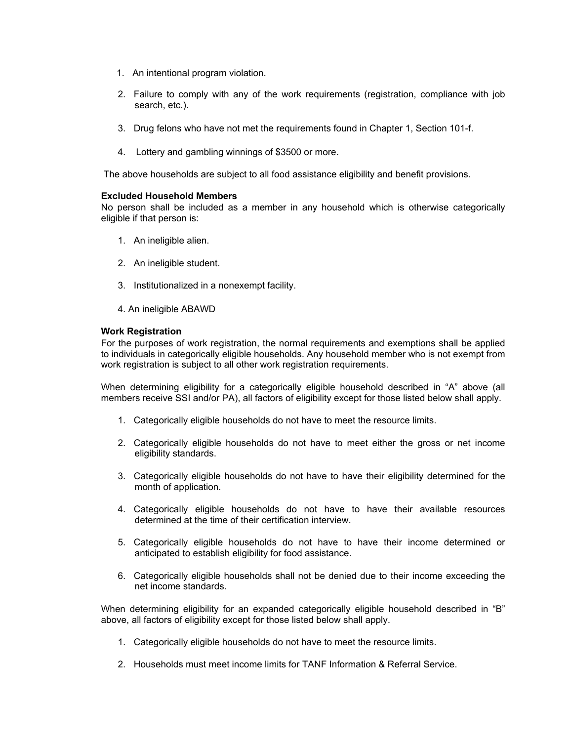1. An intentional program violation.

2. Failure to comply with any of the work requirements (registration, compliance with job search, etc.).

3. Drug felons who have not met the requirements found in Chapter 1, Section 101-f.

4. Lottery and gambling winnings of $3500 or more.

The above households are subject to all food assistance eligibility and benefit provisions.

**Excluded Household Members**

No person shall be included as a member in any household which is otherwise categorically eligible if that person is:

1. An ineligible alien.

2. An ineligible student.

3. Institutionalized in a nonexempt facility.

4. An ineligible ABAWD

**Work Registration**

For the purposes of work registration, the normal requirements and exemptions shall be applied to individuals in categorically eligible households. Any household member who is not exempt from work registration is subject to all other work registration requirements.

When determining eligibility for a categorically eligible household described in "A" above (all members receive SSI and/or PA), all factors of eligibility except for those listed below shall apply.

1. Categorically eligible households do not have to meet the resource limits.

2. Categorically eligible households do not have to meet either the gross or net income eligibility standards.

3. Categorically eligible households do not have to have their eligibility determined for the month of application.

4. Categorically eligible households do not have to have their available resources determined at the time of their certification interview.

5. Categorically eligible households do not have to have their income determined or anticipated to establish eligibility for food assistance.

6. Categorically eligible households shall not be denied due to their income exceeding the net income standards.

When determining eligibility for an expanded categorically eligible household described in "B" above, all factors of eligibility except for those listed below shall apply.

1. Categorically eligible households do not have to meet the resource limits.

2. Households must meet income limits for TANF Information & Referral Service.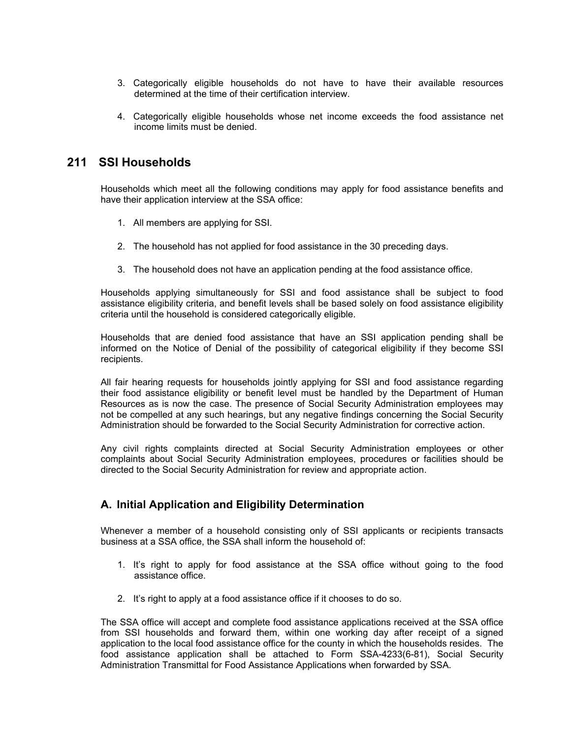3. Categorically eligible households do not have to have their available resources determined at the time of their certification interview.

4. Categorically eligible households whose net income exceeds the food assistance net income limits must be denied.

## 211 SSI Households

Households which meet all the following conditions may apply for food assistance benefits and have their application interview at the SSA office:

1. All members are applying for SSI.

2. The household has not applied for food assistance in the 30 preceding days.

3. The household does not have an application pending at the food assistance office.

Households applying simultaneously for SSI and food assistance shall be subject to food assistance eligibility criteria, and benefit levels shall be based solely on food assistance eligibility criteria until the household is considered categorically eligible.

Households that are denied food assistance that have an SSI application pending shall be informed on the Notice of Denial of the possibility of categorical eligibility if they become SSI recipients.

All fair hearing requests for households jointly applying for SSI and food assistance regarding their food assistance eligibility or benefit level must be handled by the Department of Human Resources as is now the case. The presence of Social Security Administration employees may not be compelled at any such hearings, but any negative findings concerning the Social Security Administration should be forwarded to the Social Security Administration for corrective action.

Any civil rights complaints directed at Social Security Administration employees or other complaints about Social Security Administration employees, procedures or facilities should be directed to the Social Security Administration for review and appropriate action.

### A. Initial Application and Eligibility Determination

Whenever a member of a household consisting only of SSI applicants or recipients transacts business at a SSA office, the SSA shall inform the household of:

1. It's right to apply for food assistance at the SSA office without going to the food assistance office.

2. It's right to apply at a food assistance office if it chooses to do so.

The SSA office will accept and complete food assistance applications received at the SSA office from SSI households and forward them, within one working day after receipt of a signed application to the local food assistance office for the county in which the households resides. The food assistance application shall be attached to Form SSA-4233(6-81), Social Security Administration Transmittal for Food Assistance Applications when forwarded by SSA.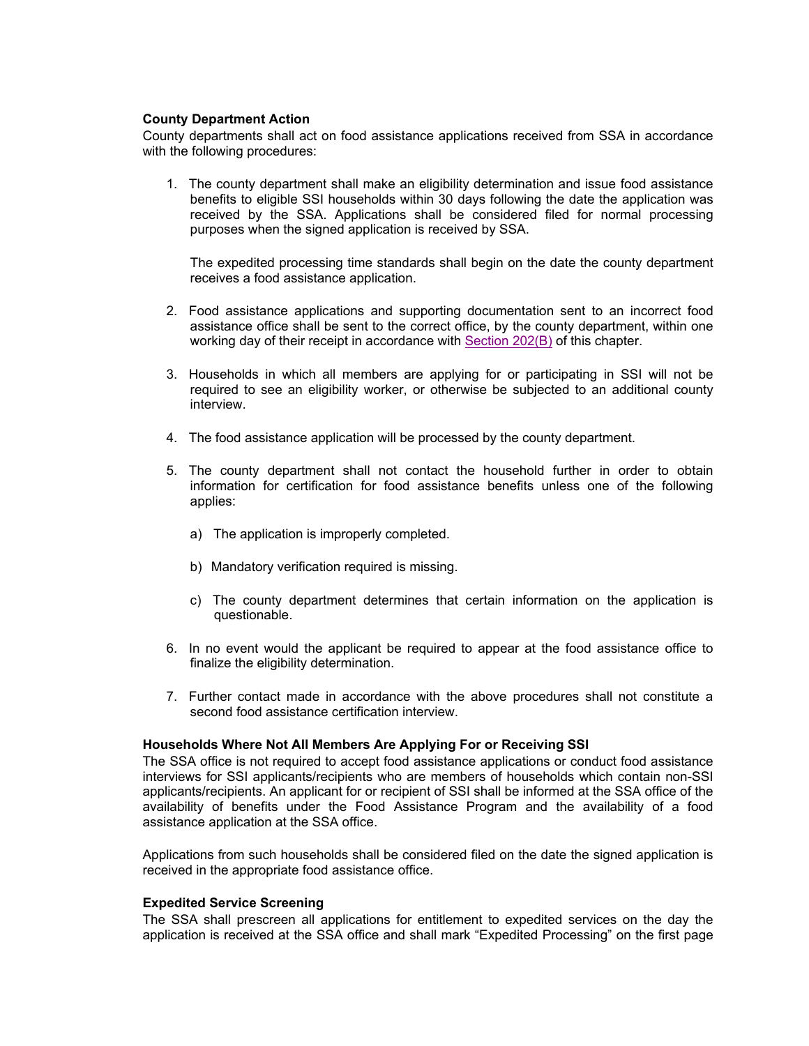**County Department Action**

County departments shall act on food assistance applications received from SSA in accordance with the following procedures:

1. The county department shall make an eligibility determination and issue food assistance benefits to eligible SSI households within 30 days following the date the application was received by the SSA. Applications shall be considered filed for normal processing purposes when the signed application is received by SSA.

   The expedited processing time standards shall begin on the date the county department receives a food assistance application.

2. Food assistance applications and supporting documentation sent to an incorrect food assistance office shall be sent to the correct office, by the county department, within one working day of their receipt in accordance with Section 202(B) of this chapter.

3. Households in which all members are applying for or participating in SSI will not be required to see an eligibility worker, or otherwise be subjected to an additional county interview.

4. The food assistance application will be processed by the county department.

5. The county department shall not contact the household further in order to obtain information for certification for food assistance benefits unless one of the following applies:

   a) The application is improperly completed.

   b) Mandatory verification required is missing.

   c) The county department determines that certain information on the application is questionable.

6. In no event would the applicant be required to appear at the food assistance office to finalize the eligibility determination.

7. Further contact made in accordance with the above procedures shall not constitute a second food assistance certification interview.

**Households Where Not All Members Are Applying For or Receiving SSI**

The SSA office is not required to accept food assistance applications or conduct food assistance interviews for SSI applicants/recipients who are members of households which contain non-SSI applicants/recipients. An applicant for or recipient of SSI shall be informed at the SSA office of the availability of benefits under the Food Assistance Program and the availability of a food assistance application at the SSA office.

Applications from such households shall be considered filed on the date the signed application is received in the appropriate food assistance office.

**Expedited Service Screening**

The SSA shall prescreen all applications for entitlement to expedited services on the day the application is received at the SSA office and shall mark "Expedited Processing" on the first page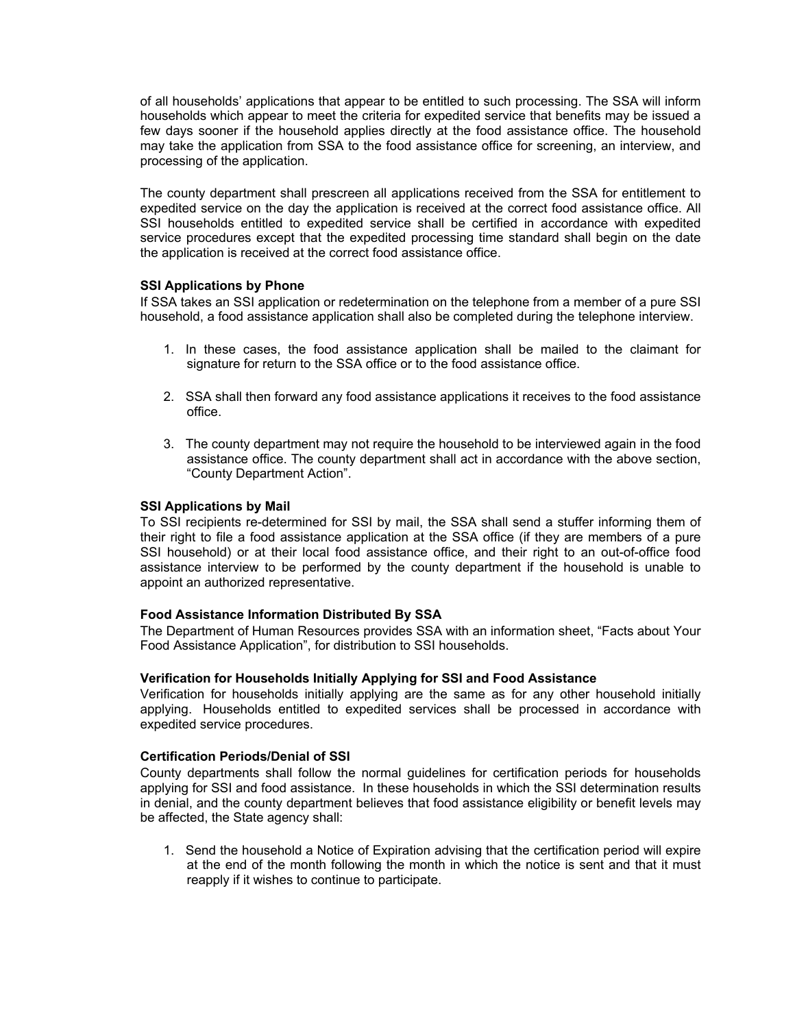of all households' applications that appear to be entitled to such processing. The SSA will inform households which appear to meet the criteria for expedited service that benefits may be issued a few days sooner if the household applies directly at the food assistance office. The household may take the application from SSA to the food assistance office for screening, an interview, and processing of the application.

The county department shall prescreen all applications received from the SSA for entitlement to expedited service on the day the application is received at the correct food assistance office. All SSI households entitled to expedited service shall be certified in accordance with expedited service procedures except that the expedited processing time standard shall begin on the date the application is received at the correct food assistance office.

**SSI Applications by Phone**
If SSA takes an SSI application or redetermination on the telephone from a member of a pure SSI household, a food assistance application shall also be completed during the telephone interview.

1. In these cases, the food assistance application shall be mailed to the claimant for signature for return to the SSA office or to the food assistance office.

2. SSA shall then forward any food assistance applications it receives to the food assistance office.

3. The county department may not require the household to be interviewed again in the food assistance office. The county department shall act in accordance with the above section, "County Department Action".

**SSI Applications by Mail**
To SSI recipients re-determined for SSI by mail, the SSA shall send a stuffer informing them of their right to file a food assistance application at the SSA office (if they are members of a pure SSI household) or at their local food assistance office, and their right to an out-of-office food assistance interview to be performed by the county department if the household is unable to appoint an authorized representative.

**Food Assistance Information Distributed By SSA**
The Department of Human Resources provides SSA with an information sheet, "Facts about Your Food Assistance Application", for distribution to SSI households.

**Verification for Households Initially Applying for SSI and Food Assistance**
Verification for households initially applying are the same as for any other household initially applying. Households entitled to expedited services shall be processed in accordance with expedited service procedures.

**Certification Periods/Denial of SSI**
County departments shall follow the normal guidelines for certification periods for households applying for SSI and food assistance. In these households in which the SSI determination results in denial, and the county department believes that food assistance eligibility or benefit levels may be affected, the State agency shall:

1. Send the household a Notice of Expiration advising that the certification period will expire at the end of the month following the month in which the notice is sent and that it must reapply if it wishes to continue to participate.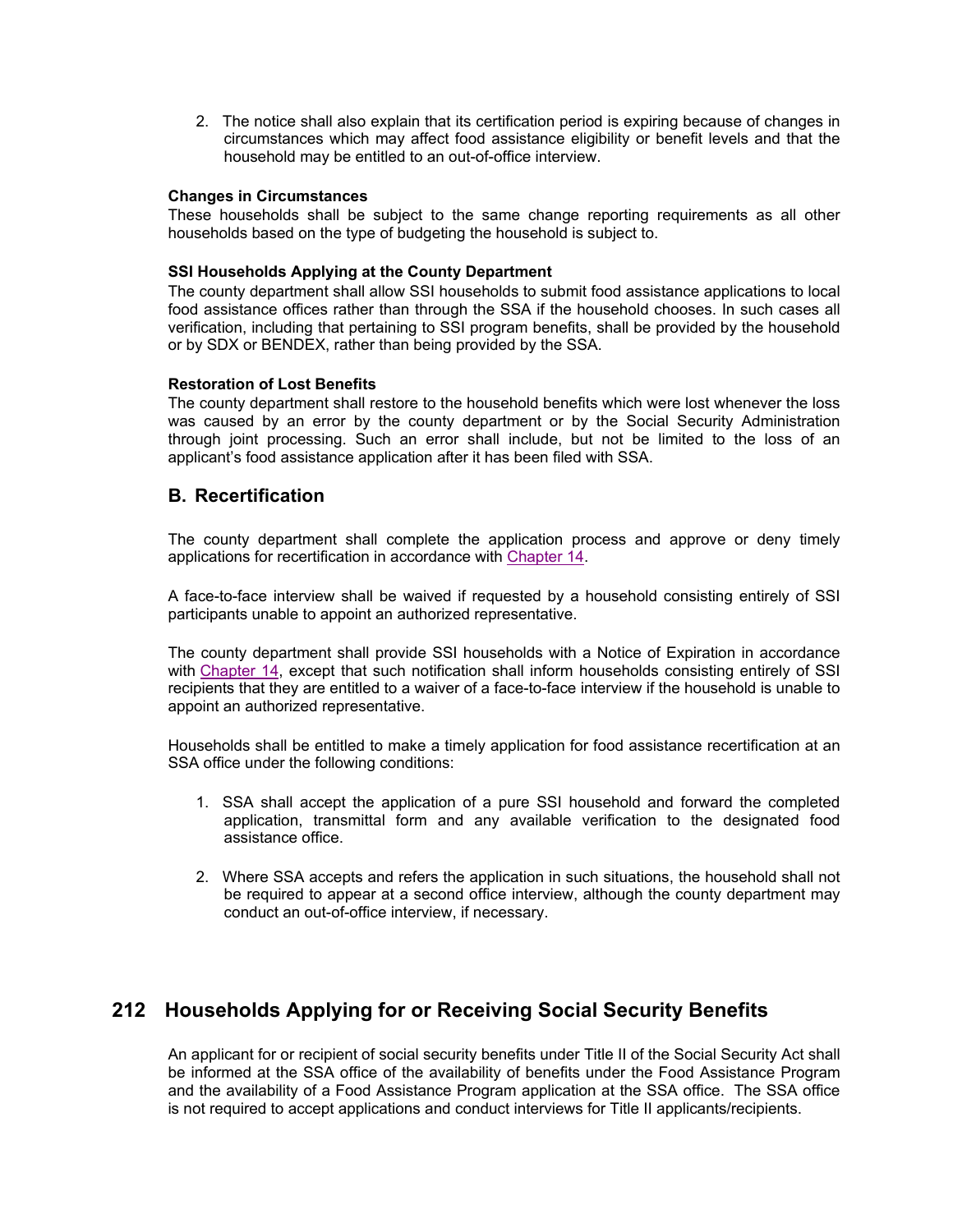2. The notice shall also explain that its certification period is expiring because of changes in circumstances which may affect food assistance eligibility or benefit levels and that the household may be entitled to an out-of-office interview.

**Changes in Circumstances**
These households shall be subject to the same change reporting requirements as all other households based on the type of budgeting the household is subject to.

**SSI Households Applying at the County Department**
The county department shall allow SSI households to submit food assistance applications to local food assistance offices rather than through the SSA if the household chooses. In such cases all verification, including that pertaining to SSI program benefits, shall be provided by the household or by SDX or BENDEX, rather than being provided by the SSA.

**Restoration of Lost Benefits**
The county department shall restore to the household benefits which were lost whenever the loss was caused by an error by the county department or by the Social Security Administration through joint processing. Such an error shall include, but not be limited to the loss of an applicant's food assistance application after it has been filed with SSA.

### B. Recertification

The county department shall complete the application process and approve or deny timely applications for recertification in accordance with Chapter 14.

A face-to-face interview shall be waived if requested by a household consisting entirely of SSI participants unable to appoint an authorized representative.

The county department shall provide SSI households with a Notice of Expiration in accordance with Chapter 14, except that such notification shall inform households consisting entirely of SSI recipients that they are entitled to a waiver of a face-to-face interview if the household is unable to appoint an authorized representative.

Households shall be entitled to make a timely application for food assistance recertification at an SSA office under the following conditions:

1. SSA shall accept the application of a pure SSI household and forward the completed application, transmittal form and any available verification to the designated food assistance office.

2. Where SSA accepts and refers the application in such situations, the household shall not be required to appear at a second office interview, although the county department may conduct an out-of-office interview, if necessary.

## 212 Households Applying for or Receiving Social Security Benefits

An applicant for or recipient of social security benefits under Title II of the Social Security Act shall be informed at the SSA office of the availability of benefits under the Food Assistance Program and the availability of a Food Assistance Program application at the SSA office. The SSA office is not required to accept applications and conduct interviews for Title II applicants/recipients.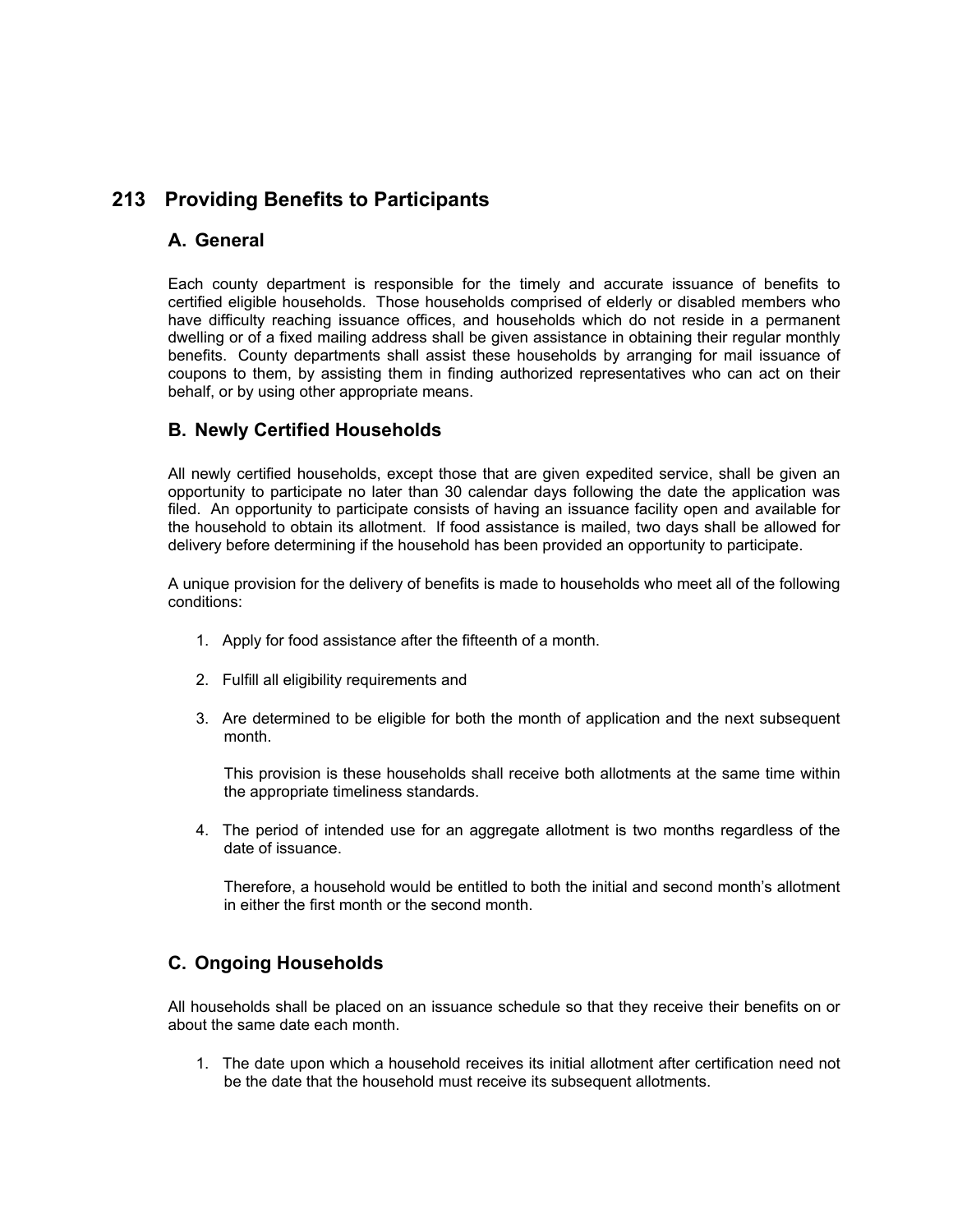# 213 Providing Benefits to Participants

## A. General

Each county department is responsible for the timely and accurate issuance of benefits to certified eligible households. Those households comprised of elderly or disabled members who have difficulty reaching issuance offices, and households which do not reside in a permanent dwelling or of a fixed mailing address shall be given assistance in obtaining their regular monthly benefits. County departments shall assist these households by arranging for mail issuance of coupons to them, by assisting them in finding authorized representatives who can act on their behalf, or by using other appropriate means.

## B. Newly Certified Households

All newly certified households, except those that are given expedited service, shall be given an opportunity to participate no later than 30 calendar days following the date the application was filed. An opportunity to participate consists of having an issuance facility open and available for the household to obtain its allotment. If food assistance is mailed, two days shall be allowed for delivery before determining if the household has been provided an opportunity to participate.

A unique provision for the delivery of benefits is made to households who meet all of the following conditions:

1. Apply for food assistance after the fifteenth of a month.

2. Fulfill all eligibility requirements and

3. Are determined to be eligible for both the month of application and the next subsequent month.

   This provision is these households shall receive both allotments at the same time within the appropriate timeliness standards.

4. The period of intended use for an aggregate allotment is two months regardless of the date of issuance.

   Therefore, a household would be entitled to both the initial and second month's allotment in either the first month or the second month.

## C. Ongoing Households

All households shall be placed on an issuance schedule so that they receive their benefits on or about the same date each month.

1. The date upon which a household receives its initial allotment after certification need not be the date that the household must receive its subsequent allotments.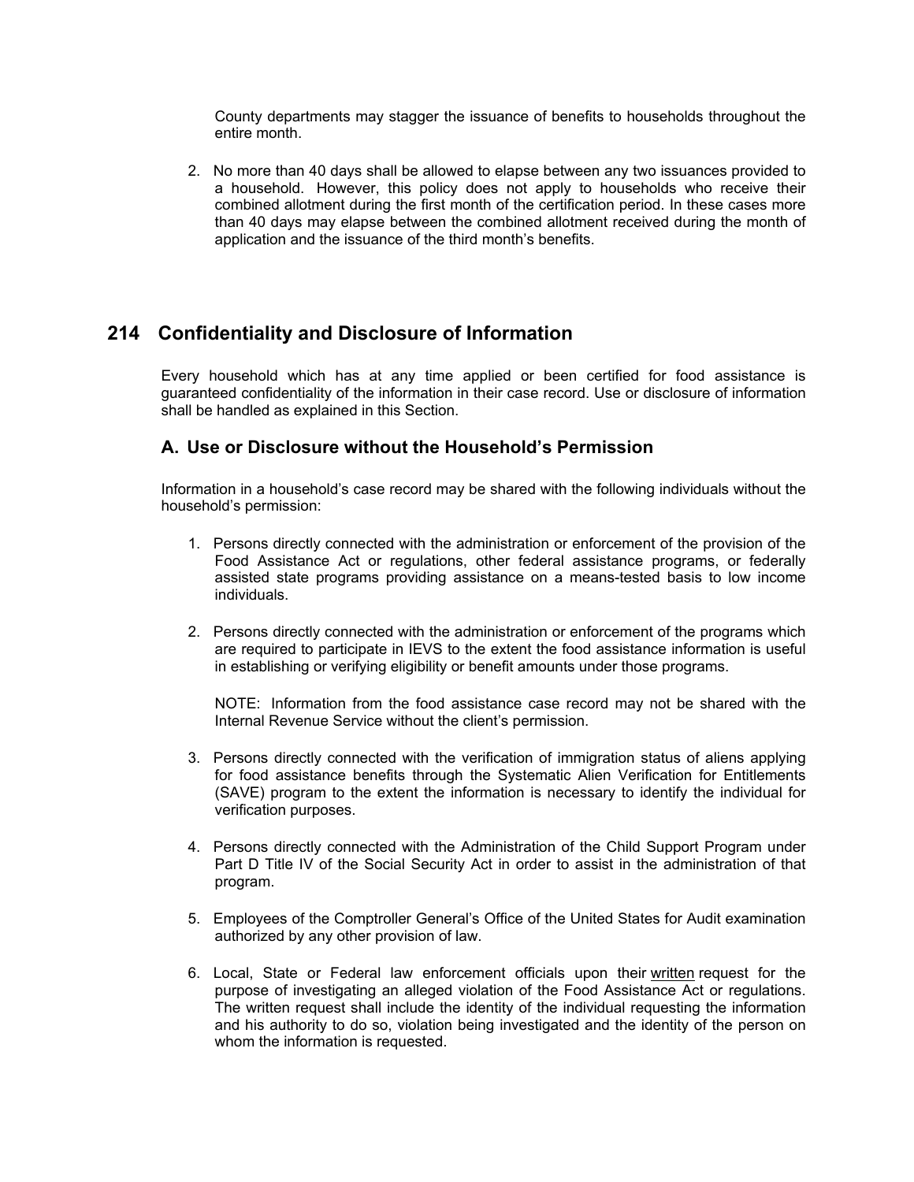County departments may stagger the issuance of benefits to households throughout the entire month.

2. No more than 40 days shall be allowed to elapse between any two issuances provided to a household. However, this policy does not apply to households who receive their combined allotment during the first month of the certification period. In these cases more than 40 days may elapse between the combined allotment received during the month of application and the issuance of the third month's benefits.

## 214 Confidentiality and Disclosure of Information

Every household which has at any time applied or been certified for food assistance is guaranteed confidentiality of the information in their case record. Use or disclosure of information shall be handled as explained in this Section.

### A. Use or Disclosure without the Household's Permission

Information in a household's case record may be shared with the following individuals without the household's permission:

1. Persons directly connected with the administration or enforcement of the provision of the Food Assistance Act or regulations, other federal assistance programs, or federally assisted state programs providing assistance on a means-tested basis to low income individuals.

2. Persons directly connected with the administration or enforcement of the programs which are required to participate in IEVS to the extent the food assistance information is useful in establishing or verifying eligibility or benefit amounts under those programs.

   NOTE: Information from the food assistance case record may not be shared with the Internal Revenue Service without the client's permission.

3. Persons directly connected with the verification of immigration status of aliens applying for food assistance benefits through the Systematic Alien Verification for Entitlements (SAVE) program to the extent the information is necessary to identify the individual for verification purposes.

4. Persons directly connected with the Administration of the Child Support Program under Part D Title IV of the Social Security Act in order to assist in the administration of that program.

5. Employees of the Comptroller General's Office of the United States for Audit examination authorized by any other provision of law.

6. Local, State or Federal law enforcement officials upon their written request for the purpose of investigating an alleged violation of the Food Assistance Act or regulations. The written request shall include the identity of the individual requesting the information and his authority to do so, violation being investigated and the identity of the person on whom the information is requested.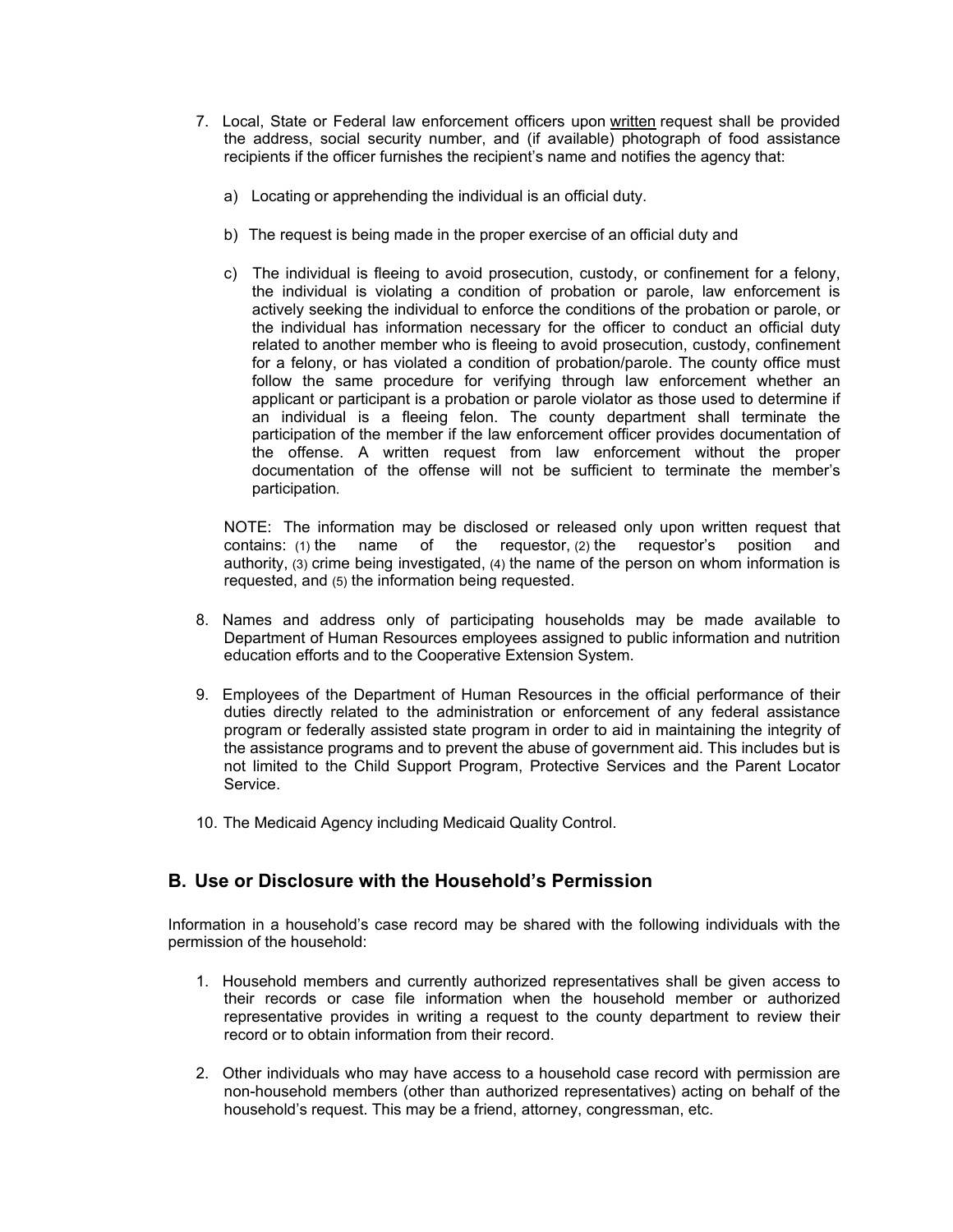7. Local, State or Federal law enforcement officers upon written request shall be provided the address, social security number, and (if available) photograph of food assistance recipients if the officer furnishes the recipient's name and notifies the agency that:

   a) Locating or apprehending the individual is an official duty.

   b) The request is being made in the proper exercise of an official duty and

   c) The individual is fleeing to avoid prosecution, custody, or confinement for a felony, the individual is violating a condition of probation or parole, law enforcement is actively seeking the individual to enforce the conditions of the probation or parole, or the individual has information necessary for the officer to conduct an official duty related to another member who is fleeing to avoid prosecution, custody, confinement for a felony, or has violated a condition of probation/parole. The county office must follow the same procedure for verifying through law enforcement whether an applicant or participant is a probation or parole violator as those used to determine if an individual is a fleeing felon. The county department shall terminate the participation of the member if the law enforcement officer provides documentation of the offense. A written request from law enforcement without the proper documentation of the offense will not be sufficient to terminate the member's participation.

   NOTE: The information may be disclosed or released only upon written request that contains: (1) the name of the requestor, (2) the requestor's position and authority, (3) crime being investigated, (4) the name of the person on whom information is requested, and (5) the information being requested.

8. Names and address only of participating households may be made available to Department of Human Resources employees assigned to public information and nutrition education efforts and to the Cooperative Extension System.

9. Employees of the Department of Human Resources in the official performance of their duties directly related to the administration or enforcement of any federal assistance program or federally assisted state program in order to aid in maintaining the integrity of the assistance programs and to prevent the abuse of government aid. This includes but is not limited to the Child Support Program, Protective Services and the Parent Locator Service.

10. The Medicaid Agency including Medicaid Quality Control.

## B. Use or Disclosure with the Household's Permission

Information in a household's case record may be shared with the following individuals with the permission of the household:

1. Household members and currently authorized representatives shall be given access to their records or case file information when the household member or authorized representative provides in writing a request to the county department to review their record or to obtain information from their record.

2. Other individuals who may have access to a household case record with permission are non-household members (other than authorized representatives) acting on behalf of the household's request. This may be a friend, attorney, congressman, etc.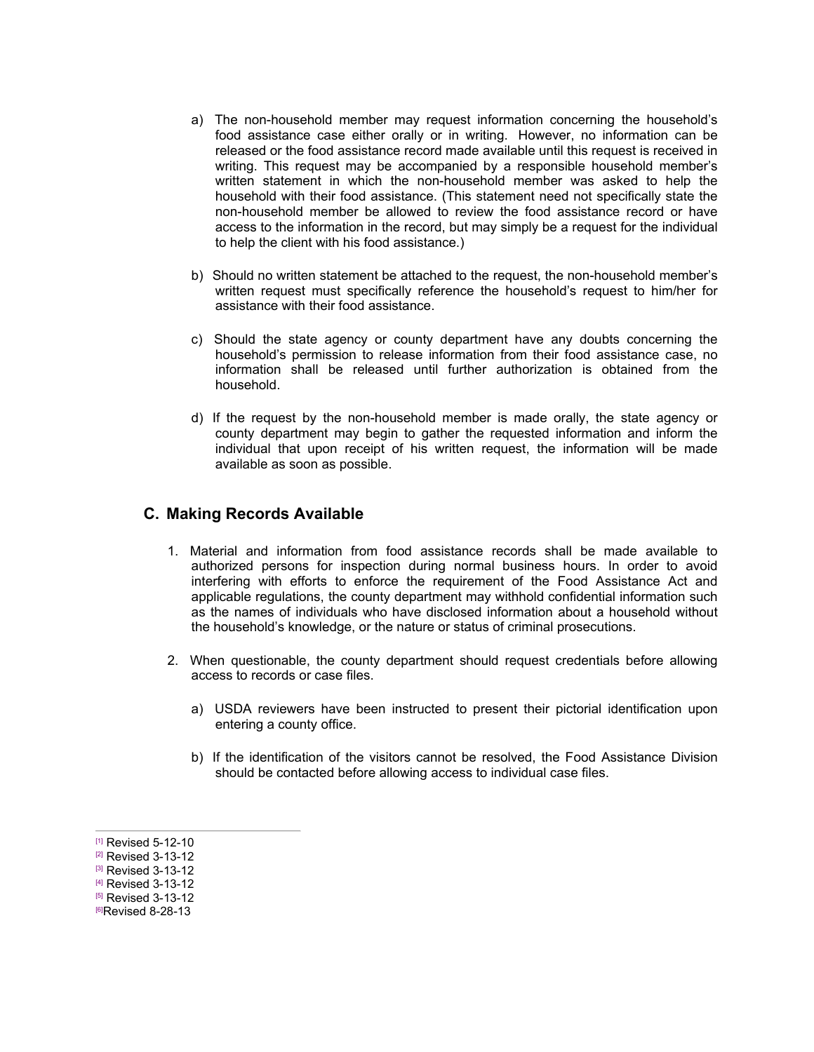a) The non-household member may request information concerning the household's food assistance case either orally or in writing. However, no information can be released or the food assistance record made available until this request is received in writing. This request may be accompanied by a responsible household member's written statement in which the non-household member was asked to help the household with their food assistance. (This statement need not specifically state the non-household member be allowed to review the food assistance record or have access to the information in the record, but may simply be a request for the individual to help the client with his food assistance.)

b) Should no written statement be attached to the request, the non-household member's written request must specifically reference the household's request to him/her for assistance with their food assistance.

c) Should the state agency or county department have any doubts concerning the household's permission to release information from their food assistance case, no information shall be released until further authorization is obtained from the household.

d) If the request by the non-household member is made orally, the state agency or county department may begin to gather the requested information and inform the individual that upon receipt of his written request, the information will be made available as soon as possible.

## C. Making Records Available

1. Material and information from food assistance records shall be made available to authorized persons for inspection during normal business hours. In order to avoid interfering with efforts to enforce the requirement of the Food Assistance Act and applicable regulations, the county department may withhold confidential information such as the names of individuals who have disclosed information about a household without the household's knowledge, or the nature or status of criminal prosecutions.

2. When questionable, the county department should request credentials before allowing access to records or case files.

   a) USDA reviewers have been instructed to present their pictorial identification upon entering a county office.

   b) If the identification of the visitors cannot be resolved, the Food Assistance Division should be contacted before allowing access to individual case files.

---

[1] Revised 5-12-10
[2] Revised 3-13-12
[3] Revised 3-13-12
[4] Revised 3-13-12
[5] Revised 3-13-12
[6] Revised 8-28-13